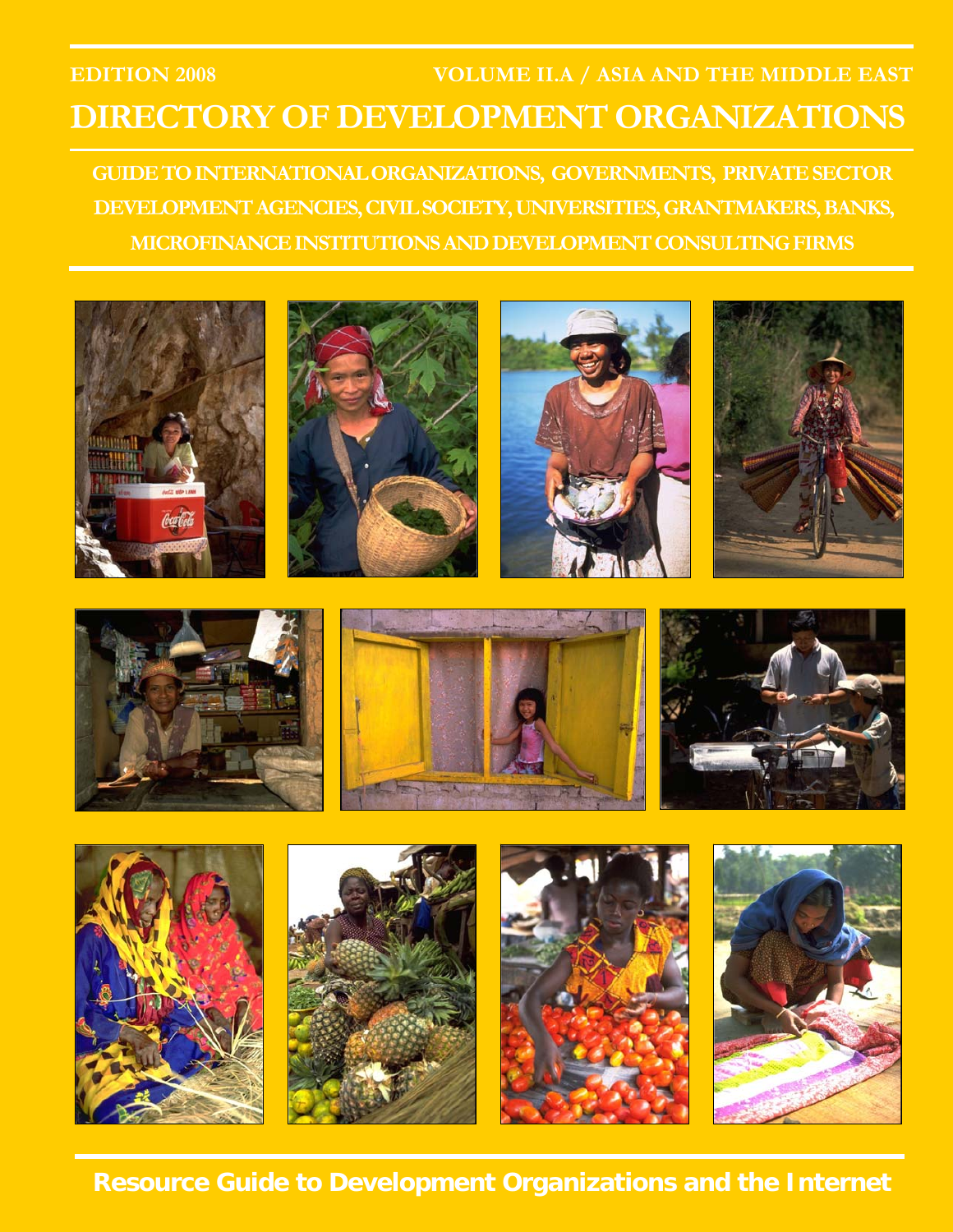EDITION 2008 VOLUME II.A / ASIA AND THE MIDDLE EAST

# DIRECTORY OF DEVELOPMENT ORGANIZATIONS

GUIDE TO INTERNATIONAL ORGANIZATIONS, GOVERNMENTS, PRIVATE SECTOR DEVELOPMENT AGENCIES, CIVIL SOCIETY, UNIVERSITIES, GRANTMAKERS, BANKS, MICROFINANCE INSTITUTIONS AND DEVELOPMENT CONSULTING FIRMS

**Resource Guide to Development Organizations and the Internet**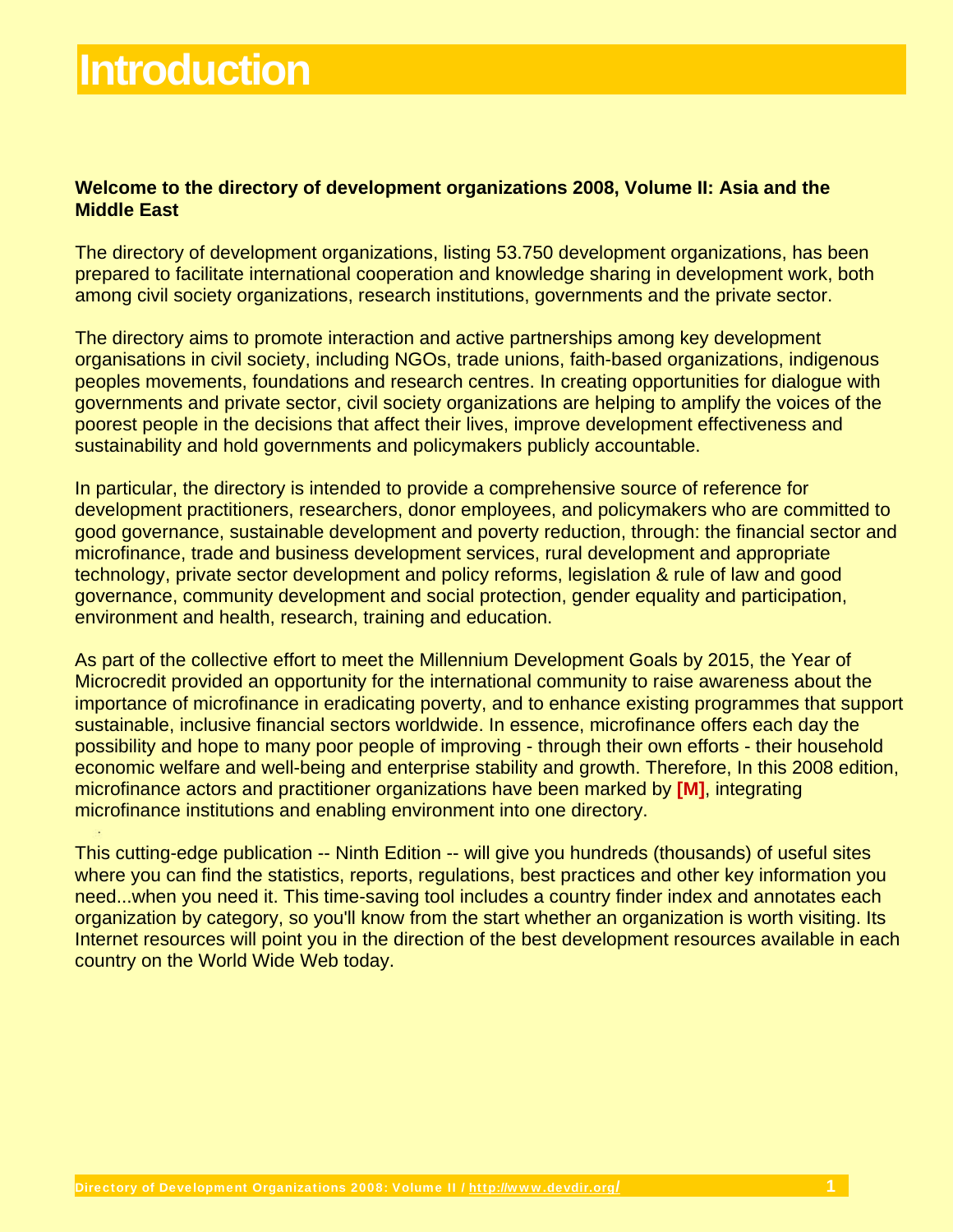# Introduction

**Welcome to the directory of development organizations 2008, Volume II: Asia and the Middle East**

The directory of development organizations, listing 53.750 development organizations, has been prepared to facilitate international cooperation and knowledge sharing in development work, both among civil society organizations, research institutions, governments and the private sector.

The directory aims to promote interaction and active partnerships among key development organisations in civil society, including NGOs, trade unions, faith-based organizations, indigenous peoples movements, foundations and research centres. In creating opportunities for dialogue with governments and private sector, civil society organizations are helping to amplify the voices of the poorest people in the decisions that affect their lives, improve development effectiveness and sustainability and hold governments and policymakers publicly accountable.

In particular, the directory is intended to provide a comprehensive source of reference for development practitioners, researchers, donor employees, and policymakers who are committed to good governance, sustainable development and poverty reduction, through: the financial sector and microfinance, trade and business development services, rural development and appropriate technology, private sector development and policy reforms, legislation & rule of law and good governance, community development and social protection, gender equality and participation, environment and health, research, training and education.

As part of the collective effort to meet the Millennium Development Goals by 2015, the Year of Microcredit provided an opportunity for the international community to raise awareness about the importance of microfinance in eradicating poverty, and to enhance existing programmes that support sustainable, inclusive financial sectors worldwide. In essence, microfinance offers each day the possibility and hope to many poor people of improving - through their own efforts - their household economic welfare and well-being and enterprise stability and growth. Therefore, In this 2008 edition, microfinance actors and practitioner organizations have been marked by **[M]**, integrating microfinance institutions and enabling environment into one directory.

This cutting-edge publication -- Ninth Edition -- will give you hundreds (thousands) of useful sites where you can find the statistics, reports, regulations, best practices and other key information you need...when you need it. This time-saving tool includes a country finder index and annotates each organization by category, so you'll know from the start whether an organization is worth visiting. Its Internet resources will point you in the direction of the best development resources available in each country on the World Wide Web today.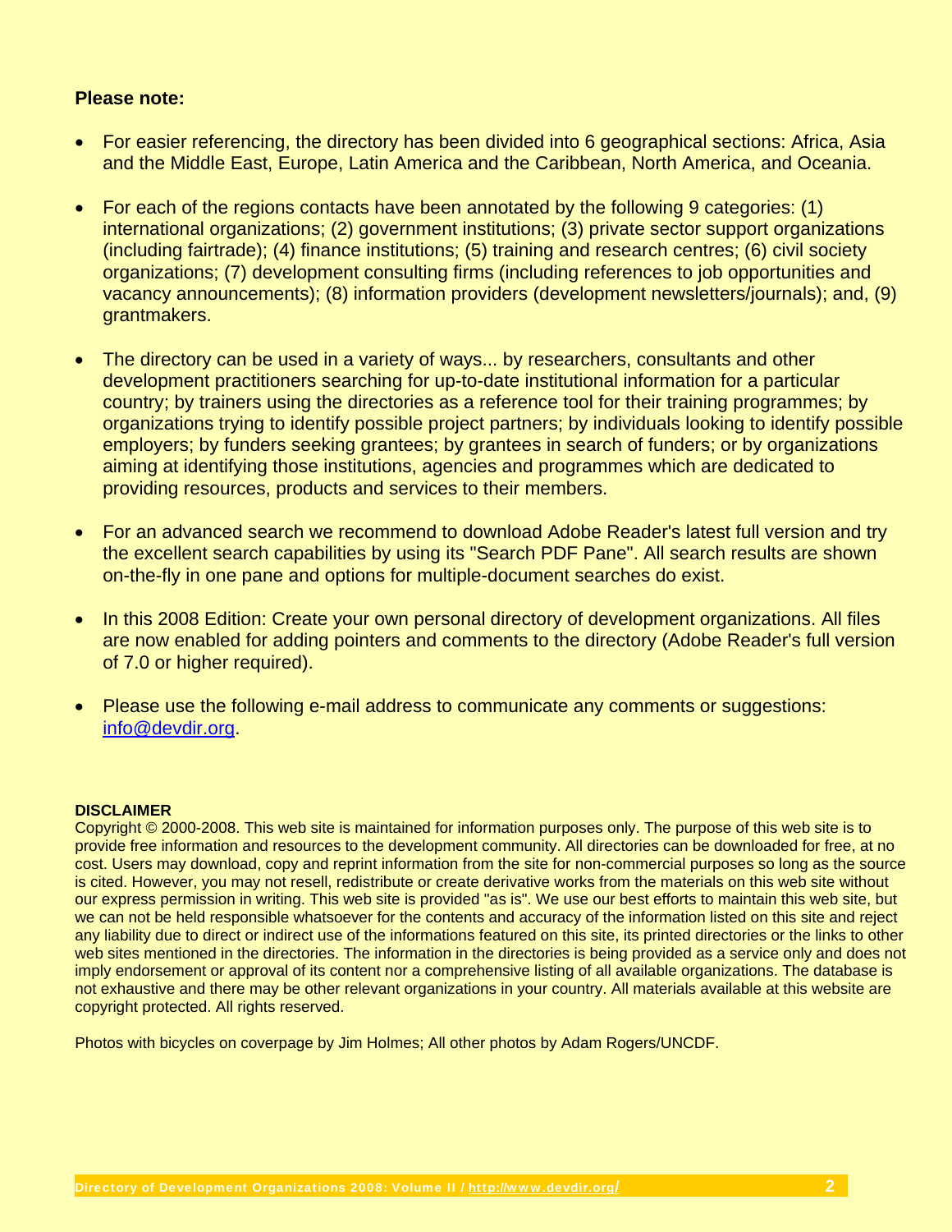**Please note:**

- For easier referencing, the directory has been divided into 6 geographical sections: Africa, Asia and the Middle East, Europe, Latin America and the Caribbean, North America, and Oceania.

- For each of the regions contacts have been annotated by the following 9 categories: (1) international organizations; (2) government institutions; (3) private sector support organizations (including fairtrade); (4) finance institutions; (5) training and research centres; (6) civil society organizations; (7) development consulting firms (including references to job opportunities and vacancy announcements); (8) information providers (development newsletters/journals); and, (9) grantmakers.

- The directory can be used in a variety of ways... by researchers, consultants and other development practitioners searching for up-to-date institutional information for a particular country; by trainers using the directories as a reference tool for their training programmes; by organizations trying to identify possible project partners; by individuals looking to identify possible employers; by funders seeking grantees; by grantees in search of funders; or by organizations aiming at identifying those institutions, agencies and programmes which are dedicated to providing resources, products and services to their members.

- For an advanced search we recommend to download Adobe Reader's latest full version and try the excellent search capabilities by using its "Search PDF Pane". All search results are shown on-the-fly in one pane and options for multiple-document searches do exist.

- In this 2008 Edition: Create your own personal directory of development organizations. All files are now enabled for adding pointers and comments to the directory (Adobe Reader's full version of 7.0 or higher required).

- Please use the following e-mail address to communicate any comments or suggestions: info@devdir.org.

**DISCLAIMER**

Copyright © 2000-2008. This web site is maintained for information purposes only. The purpose of this web site is to provide free information and resources to the development community. All directories can be downloaded for free, at no cost. Users may download, copy and reprint information from the site for non-commercial purposes so long as the source is cited. However, you may not resell, redistribute or create derivative works from the materials on this web site without our express permission in writing. This web site is provided "as is". We use our best efforts to maintain this web site, but we can not be held responsible whatsoever for the contents and accuracy of the information listed on this site and reject any liability due to direct or indirect use of the informations featured on this site, its printed directories or the links to other web sites mentioned in the directories. The information in the directories is being provided as a service only and does not imply endorsement or approval of its content nor a comprehensive listing of all available organizations. The database is not exhaustive and there may be other relevant organizations in your country. All materials available at this website are copyright protected. All rights reserved.

Photos with bicycles on coverpage by Jim Holmes; All other photos by Adam Rogers/UNCDF.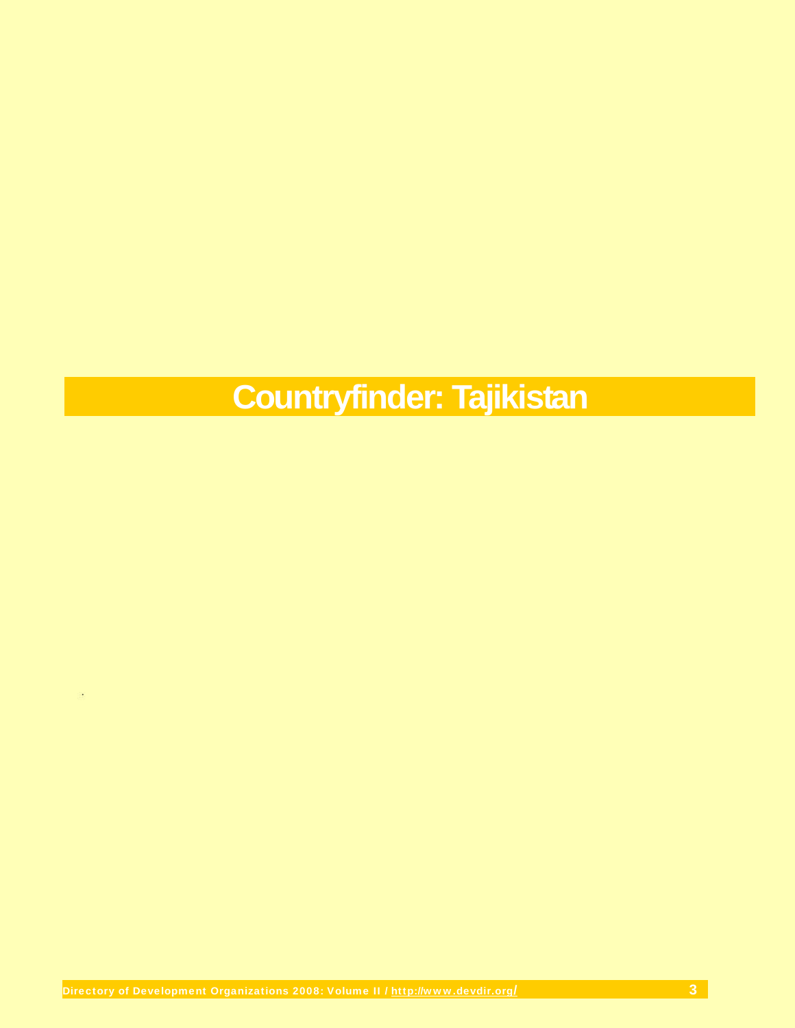# Countryfinder: Tajikistan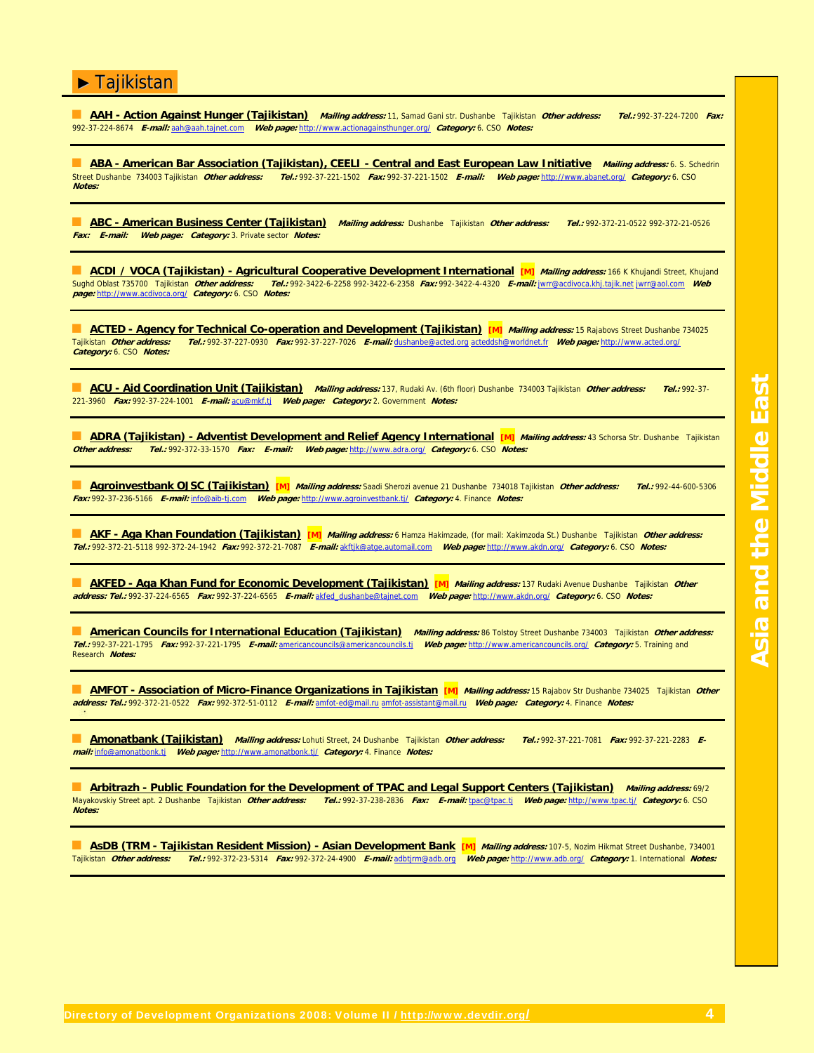# ► Tajikistan

**AAH - Action Against Hunger (Tajikistan)** ***Mailing address:*** 11, Samad Gani str. Dushanbe Tajikistan ***Other address:*** ***Tel.:*** 992-37-224-7200 ***Fax:*** 992-37-224-8674 ***E-mail:*** aah@aah.tajnet.com ***Web page:*** http://www.actionagainsthunger.org/ ***Category:*** 6. CSO ***Notes:***

---

**ABA - American Bar Association (Tajikistan), CEELI - Central and East European Law Initiative** ***Mailing address:*** 6. S. Schedrin Street Dushanbe 734003 Tajikistan ***Other address:*** ***Tel.:*** 992-37-221-1502 ***Fax:*** 992-37-221-1502 ***E-mail:*** ***Web page:*** http://www.abanet.org/ ***Category:*** 6. CSO ***Notes:***

---

**ABC - American Business Center (Tajikistan)** ***Mailing address:*** Dushanbe Tajikistan ***Other address:*** ***Tel.:*** 992-372-21-0522 992-372-21-0526 ***Fax:*** ***E-mail:*** ***Web page:*** ***Category:*** 3. Private sector ***Notes:***

---

**ACDI / VOCA (Tajikistan) - Agricultural Cooperative Development International** [M] ***Mailing address:*** 166 K Khujandi Street, Khujand Sughd Oblast 735700 Tajikistan ***Other address:*** ***Tel.:*** 992-3422-6-2258 992-3422-6-2358 ***Fax:*** 992-3422-4-4320 ***E-mail:*** jwrr@acdivoca.khj.tajik.net jwrr@aol.com ***Web page:*** http://www.acdivoca.org/ ***Category:*** 6. CSO ***Notes:***

---

**ACTED - Agency for Technical Co-operation and Development (Tajikistan)** [M] ***Mailing address:*** 15 Rajabovs Street Dushanbe 734025 Tajikistan ***Other address:*** ***Tel.:*** 992-37-227-0930 ***Fax:*** 992-37-227-7026 ***E-mail:*** dushanbe@acted.org acteddsh@worldnet.fr ***Web page:*** http://www.acted.org/ ***Category:*** 6. CSO ***Notes:***

---

**ACU - Aid Coordination Unit (Tajikistan)** ***Mailing address:*** 137, Rudaki Av. (6th floor) Dushanbe 734003 Tajikistan ***Other address:*** ***Tel.:*** 992-37-221-3960 ***Fax:*** 992-37-224-1001 ***E-mail:*** acu@mkf.tj ***Web page:*** ***Category:*** 2. Government ***Notes:***

---

**ADRA (Tajikistan) - Adventist Development and Relief Agency International** [M] ***Mailing address:*** 43 Schorsa Str. Dushanbe Tajikistan ***Other address:*** ***Tel.:*** 992-372-33-1570 ***Fax:*** ***E-mail:*** ***Web page:*** http://www.adra.org/ ***Category:*** 6. CSO ***Notes:***

---

**Agroinvestbank OJSC (Tajikistan)** [M] ***Mailing address:*** Saadi Sherozi avenue 21 Dushanbe 734018 Tajikistan ***Other address:*** ***Tel.:*** 992-44-600-5306 ***Fax:*** 992-37-236-5166 ***E-mail:*** info@aib-tj.com ***Web page:*** http://www.agroinvestbank.tj/ ***Category:*** 4. Finance ***Notes:***

---

**AKF - Aga Khan Foundation (Tajikistan)** [M] ***Mailing address:*** 6 Hamza Hakimzade, (for mail: Xakimzoda St.) Dushanbe Tajikistan ***Other address:*** ***Tel.:*** 992-372-21-5118 992-372-24-1942 ***Fax:*** 992-372-21-7087 ***E-mail:*** akftjk@atge.automail.com ***Web page:*** http://www.akdn.org/ ***Category:*** 6. CSO ***Notes:***

---

**AKFED - Aga Khan Fund for Economic Development (Tajikistan)** [M] ***Mailing address:*** 137 Rudaki Avenue Dushanbe Tajikistan ***Other address:*** ***Tel.:*** 992-37-224-6565 ***Fax:*** 992-37-224-6565 ***E-mail:*** akfed_dushanbe@tajnet.com ***Web page:*** http://www.akdn.org/ ***Category:*** 6. CSO ***Notes:***

---

**American Councils for International Education (Tajikistan)** ***Mailing address:*** 86 Tolstoy Street Dushanbe 734003 Tajikistan ***Other address:*** ***Tel.:*** 992-37-221-1795 ***Fax:*** 992-37-221-1795 ***E-mail:*** americancouncils@americancouncils.tj ***Web page:*** http://www.americancouncils.org/ ***Category:*** 5. Training and Research ***Notes:***

---

**AMFOT - Association of Micro-Finance Organizations in Tajikistan** [M] ***Mailing address:*** 15 Rajabov Str Dushanbe 734025 Tajikistan ***Other address:*** ***Tel.:*** 992-372-21-0522 ***Fax:*** 992-372-51-0112 ***E-mail:*** amfot-ed@mail.ru amfot-assistant@mail.ru ***Web page:*** ***Category:*** 4. Finance ***Notes:***

---

**Amonatbank (Tajikistan)** ***Mailing address:*** Lohuti Street, 24 Dushanbe Tajikistan ***Other address:*** ***Tel.:*** 992-37-221-7081 ***Fax:*** 992-37-221-2283 ***E-mail:*** info@amonatbonk.tj ***Web page:*** http://www.amonatbonk.tj/ ***Category:*** 4. Finance ***Notes:***

---

**Arbitrazh - Public Foundation for the Development of TPAC and Legal Support Centers (Tajikistan)** ***Mailing address:*** 69/2 Mayakovskiy Street apt. 2 Dushanbe Tajikistan ***Other address:*** ***Tel.:*** 992-37-238-2836 ***Fax:*** ***E-mail:*** tpac@tpac.tj ***Web page:*** http://www.tpac.tj/ ***Category:*** 6. CSO ***Notes:***

---

**AsDB (TRM - Tajikistan Resident Mission) - Asian Development Bank** [M] ***Mailing address:*** 107-5, Nozim Hikmat Street Dushanbe, 734001 Tajikistan ***Other address:*** ***Tel.:*** 992-372-23-5314 ***Fax:*** 992-372-24-4900 ***E-mail:*** adbtjrm@adb.org ***Web page:*** http://www.adb.org/ ***Category:*** 1. International ***Notes:***

---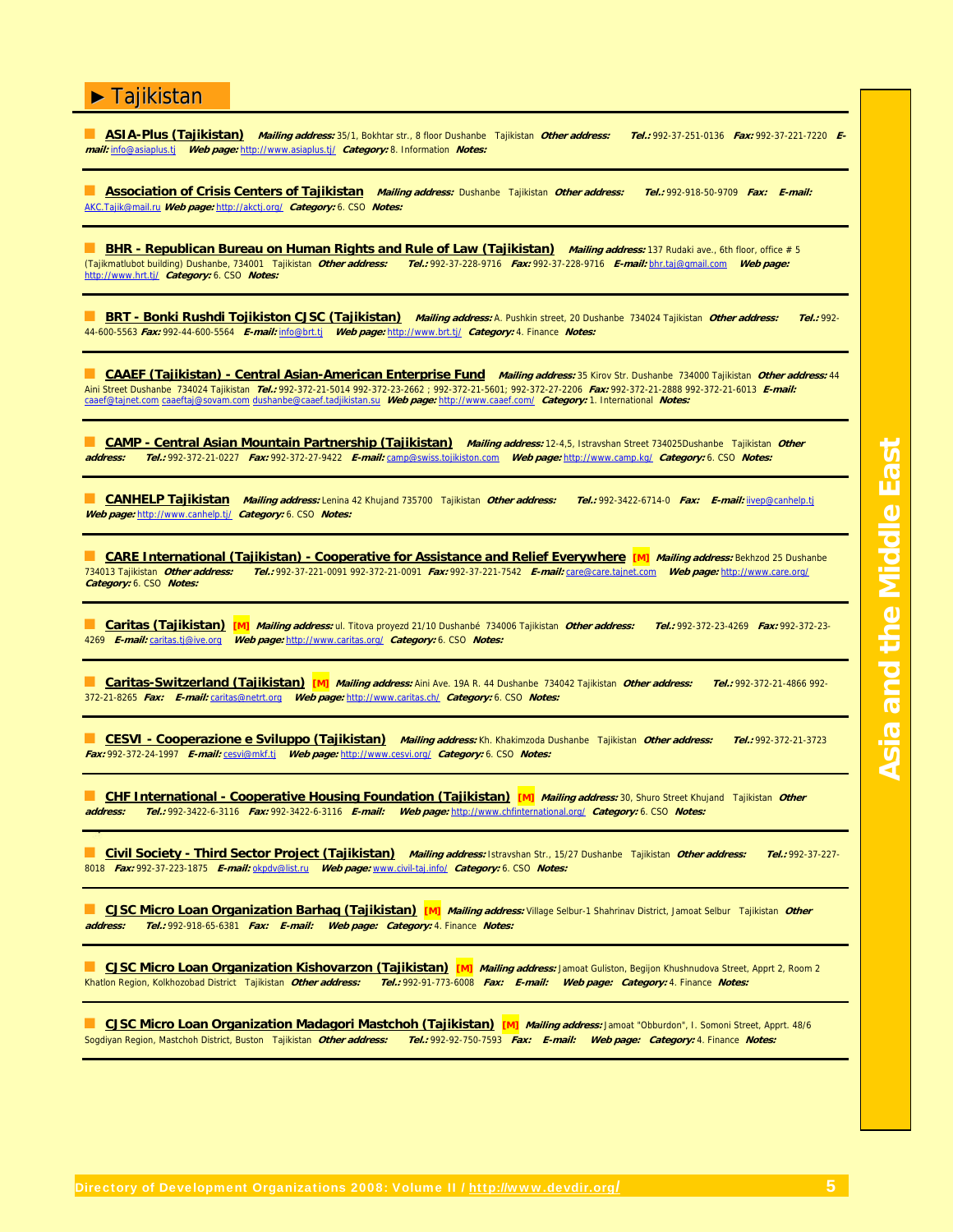# ► Tajikistan

**ASIA-Plus (Tajikistan)** ***Mailing address:*** 35/1, Bokhtar str., 8 floor Dushanbe Tajikistan ***Other address:*** ***Tel.:*** 992-37-251-0136 ***Fax:*** 992-37-221-7220 ***E-mail:*** info@asiaplus.tj ***Web page:*** http://www.asiaplus.tj/ ***Category:*** 8. Information ***Notes:***

---

**Association of Crisis Centers of Tajikistan** ***Mailing address:*** Dushanbe Tajikistan ***Other address:*** ***Tel.:*** 992-918-50-9709 ***Fax:*** ***E-mail:*** AKC.Tajik@mail.ru ***Web page:*** http://akctj.org/ ***Category:*** 6. CSO ***Notes:***

---

**BHR - Republican Bureau on Human Rights and Rule of Law (Tajikistan)** ***Mailing address:*** 137 Rudaki ave., 6th floor, office # 5 (Tajikmatlubot building) Dushanbe, 734001 Tajikistan ***Other address:*** ***Tel.:*** 992-37-228-9716 ***Fax:*** 992-37-228-9716 ***E-mail:*** bhr.taj@gmail.com ***Web page:*** http://www.hrt.tj/ ***Category:*** 6. CSO ***Notes:***

---

**BRT - Bonki Rushdi Tojikiston CJSC (Tajikistan)** ***Mailing address:*** A. Pushkin street, 20 Dushanbe 734024 Tajikistan ***Other address:*** ***Tel.:*** 992-44-600-5563 ***Fax:*** 992-44-600-5564 ***E-mail:*** info@brt.tj ***Web page:*** http://www.brt.tj/ ***Category:*** 4. Finance ***Notes:***

---

**CAAEF (Tajikistan) - Central Asian-American Enterprise Fund** ***Mailing address:*** 35 Kirov Str. Dushanbe 734000 Tajikistan ***Other address:*** 44 Aini Street Dushanbe 734024 Tajikistan ***Tel.:*** 992-372-21-5014 992-372-23-2662 ; 992-372-21-5601; 992-372-27-2206 ***Fax:*** 992-372-21-2888 992-372-21-6013 ***E-mail:*** caaef@tajnet.com caaeftaj@sovam.com dushanbe@caaef.tadjikistan.su ***Web page:*** http://www.caaef.com/ ***Category:*** 1. International ***Notes:***

---

**CAMP - Central Asian Mountain Partnership (Tajikistan)** ***Mailing address:*** 12-4,5, Istravshan Street 734025Dushanbe Tajikistan ***Other address:*** ***Tel.:*** 992-372-21-0227 ***Fax:*** 992-372-27-9422 ***E-mail:*** camp@swiss.tojikiston.com ***Web page:*** http://www.camp.kg/ ***Category:*** 6. CSO ***Notes:***

---

**CANHELP Tajikistan** ***Mailing address:*** Lenina 42 Khujand 735700 Tajikistan ***Other address:*** ***Tel.:*** 992-3422-6714-0 ***Fax:*** ***E-mail:*** iivep@canhelp.tj ***Web page:*** http://www.canhelp.tj/ ***Category:*** 6. CSO ***Notes:***

---

**CARE International (Tajikistan) - Cooperative for Assistance and Relief Everywhere** **[M]** ***Mailing address:*** Bekhzod 25 Dushanbe 734013 Tajikistan ***Other address:*** ***Tel.:*** 992-37-221-0091 992-372-21-0091 ***Fax:*** 992-37-221-7542 ***E-mail:*** care@care.tajnet.com ***Web page:*** http://www.care.org/ ***Category:*** 6. CSO ***Notes:***

---

**Caritas (Tajikistan)** **[M]** ***Mailing address:*** ul. Titova proyezd 21/10 Dushanbé 734006 Tajikistan ***Other address:*** ***Tel.:*** 992-372-23-4269 ***Fax:*** 992-372-23-4269 ***E-mail:*** caritas.tj@ive.org ***Web page:*** http://www.caritas.org/ ***Category:*** 6. CSO ***Notes:***

---

**Caritas-Switzerland (Tajikistan)** **[M]** ***Mailing address:*** Aini Ave. 19A R. 44 Dushanbe 734042 Tajikistan ***Other address:*** ***Tel.:*** 992-372-21-4866 992-372-21-8265 ***Fax:*** ***E-mail:*** caritas@netrt.org ***Web page:*** http://www.caritas.ch/ ***Category:*** 6. CSO ***Notes:***

---

**CESVI - Cooperazione e Sviluppo (Tajikistan)** ***Mailing address:*** Kh. Khakimzoda Dushanbe Tajikistan ***Other address:*** ***Tel.:*** 992-372-21-3723 ***Fax:*** 992-372-24-1997 ***E-mail:*** cesvi@mkf.tj ***Web page:*** http://www.cesvi.org/ ***Category:*** 6. CSO ***Notes:***

---

**CHF International - Cooperative Housing Foundation (Tajikistan)** **[M]** ***Mailing address:*** 30, Shuro Street Khujand Tajikistan ***Other address:*** ***Tel.:*** 992-3422-6-3116 ***Fax:*** 992-3422-6-3116 ***E-mail:*** ***Web page:*** http://www.chfinternational.org/ ***Category:*** 6. CSO ***Notes:***

---

**Civil Society - Third Sector Project (Tajikistan)** ***Mailing address:*** Istravshan Str., 15/27 Dushanbe Tajikistan ***Other address:*** ***Tel.:*** 992-37-227-8018 ***Fax:*** 992-37-223-1875 ***E-mail:*** okpdv@list.ru ***Web page:*** www.civil-taj.info/ ***Category:*** 6. CSO ***Notes:***

---

**CJSC Micro Loan Organization Barhaq (Tajikistan)** **[M]** ***Mailing address:*** Village Selbur-1 Shahrinav District, Jamoat Selbur Tajikistan ***Other address:*** ***Tel.:*** 992-918-65-6381 ***Fax:*** ***E-mail:*** ***Web page:*** ***Category:*** 4. Finance ***Notes:***

---

**CJSC Micro Loan Organization Kishovarzon (Tajikistan)** **[M]** ***Mailing address:*** Jamoat Guliston, Begijon Khushnudova Street, Apprt 2, Room 2 Khatlon Region, Kolkhozobad District Tajikistan ***Other address:*** ***Tel.:*** 992-91-773-6008 ***Fax:*** ***E-mail:*** ***Web page:*** ***Category:*** 4. Finance ***Notes:***

---

**CJSC Micro Loan Organization Madagori Mastchoh (Tajikistan)** **[M]** ***Mailing address:*** Jamoat "Obburdon", I. Somoni Street, Apprt. 48/6 Sogdiyan Region, Mastchoh District, Buston Tajikistan ***Other address:*** ***Tel.:*** 992-92-750-7593 ***Fax:*** ***E-mail:*** ***Web page:*** ***Category:*** 4. Finance ***Notes:***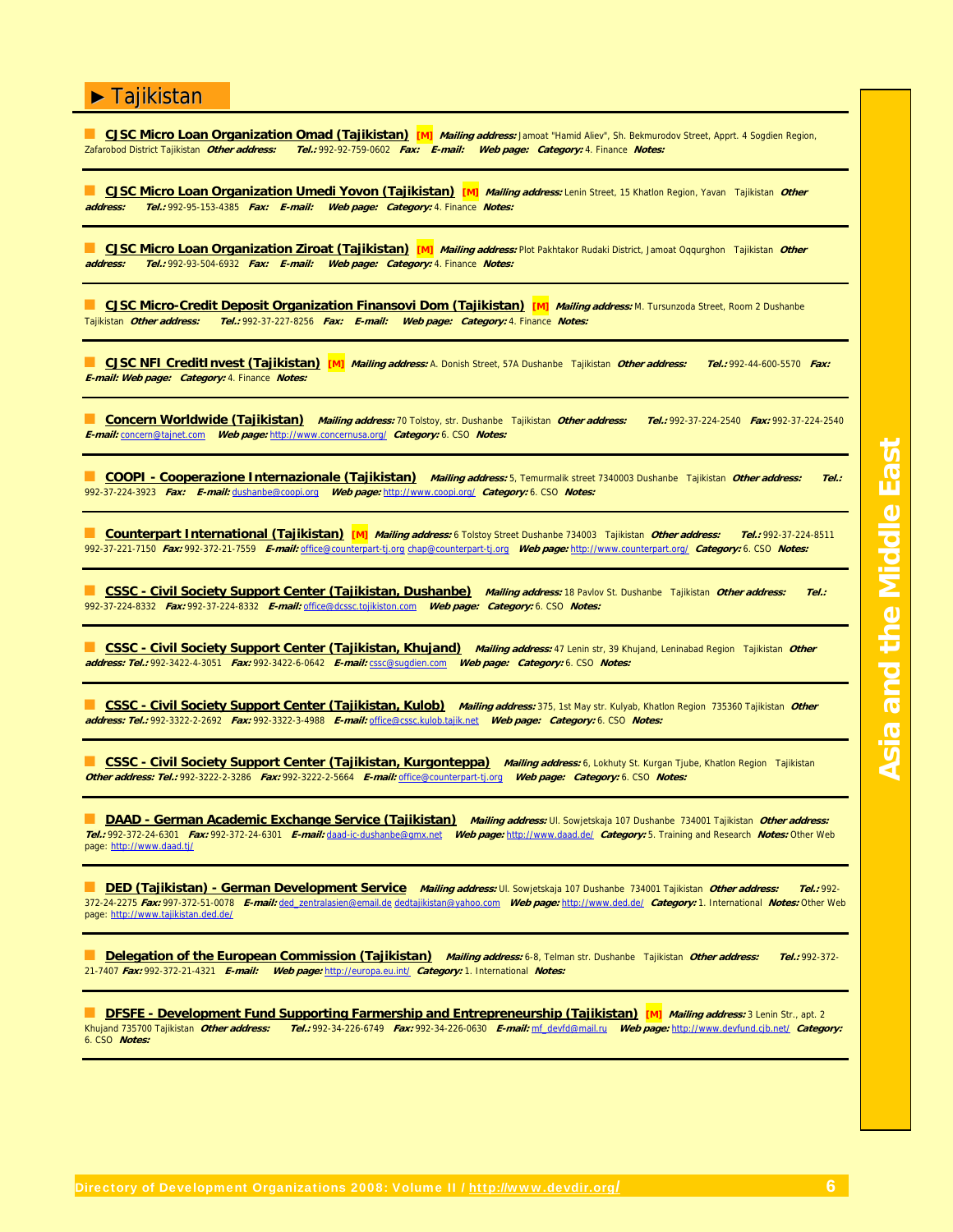# ► Tajikistan

**CJSC Micro Loan Organization Omad (Tajikistan)** [M] ***Mailing address:*** Jamoat "Hamid Aliev", Sh. Bekmurodov Street, Apprt. 4 Sogdien Region, Zafarobod District Tajikistan ***Other address:*** ***Tel.:*** 992-92-759-0602 ***Fax:*** ***E-mail:*** ***Web page:*** ***Category:*** 4. Finance ***Notes:***

**CJSC Micro Loan Organization Umedi Yovon (Tajikistan)** [M] ***Mailing address:*** Lenin Street, 15 Khatlon Region, Yavan Tajikistan ***Other address:*** ***Tel.:*** 992-95-153-4385 ***Fax:*** ***E-mail:*** ***Web page:*** ***Category:*** 4. Finance ***Notes:***

**CJSC Micro Loan Organization Ziroat (Tajikistan)** [M] ***Mailing address:*** Plot Pakhtakor Rudaki District, Jamoat Oqqurghon Tajikistan ***Other address:*** ***Tel.:*** 992-93-504-6932 ***Fax:*** ***E-mail:*** ***Web page:*** ***Category:*** 4. Finance ***Notes:***

**CJSC Micro-Credit Deposit Organization Finansovi Dom (Tajikistan)** [M] ***Mailing address:*** M. Tursunzoda Street, Room 2 Dushanbe Tajikistan ***Other address:*** ***Tel.:*** 992-37-227-8256 ***Fax:*** ***E-mail:*** ***Web page:*** ***Category:*** 4. Finance ***Notes:***

**CJSC NFI CreditInvest (Tajikistan)** [M] ***Mailing address:*** A. Donish Street, 57A Dushanbe Tajikistan ***Other address:*** ***Tel.:*** 992-44-600-5570 ***Fax:*** ***E-mail:*** ***Web page:*** ***Category:*** 4. Finance ***Notes:***

**Concern Worldwide (Tajikistan)** ***Mailing address:*** 70 Tolstoy, str. Dushanbe Tajikistan ***Other address:*** ***Tel.:*** 992-37-224-2540 ***Fax:*** 992-37-224-2540 ***E-mail:*** concern@tajnet.com ***Web page:*** http://www.concernusa.org/ ***Category:*** 6. CSO ***Notes:***

**COOPI - Cooperazione Internazionale (Tajikistan)** ***Mailing address:*** 5, Temurmalik street 7340003 Dushanbe Tajikistan ***Other address:*** ***Tel.:*** 992-37-224-3923 ***Fax:*** ***E-mail:*** dushanbe@coopi.org ***Web page:*** http://www.coopi.org/ ***Category:*** 6. CSO ***Notes:***

**Counterpart International (Tajikistan)** [M] ***Mailing address:*** 6 Tolstoy Street Dushanbe 734003 Tajikistan ***Other address:*** ***Tel.:*** 992-37-224-8511 992-37-221-7150 ***Fax:*** 992-372-21-7559 ***E-mail:*** office@counterpart-tj.org chap@counterpart-tj.org ***Web page:*** http://www.counterpart.org/ ***Category:*** 6. CSO ***Notes:***

**CSSC - Civil Society Support Center (Tajikistan, Dushanbe)** ***Mailing address:*** 18 Pavlov St. Dushanbe Tajikistan ***Other address:*** ***Tel.:*** 992-37-224-8332 ***Fax:*** 992-37-224-8332 ***E-mail:*** office@dcssc.tojikiston.com ***Web page:*** ***Category:*** 6. CSO ***Notes:***

**CSSC - Civil Society Support Center (Tajikistan, Khujand)** ***Mailing address:*** 47 Lenin str, 39 Khujand, Leninabad Region Tajikistan ***Other address:*** ***Tel.:*** 992-3422-4-3051 ***Fax:*** 992-3422-6-0642 ***E-mail:*** cssc@sugdien.com ***Web page:*** ***Category:*** 6. CSO ***Notes:***

**CSSC - Civil Society Support Center (Tajikistan, Kulob)** ***Mailing address:*** 375, 1st May str. Kulyab, Khatlon Region 735360 Tajikistan ***Other address:*** ***Tel.:*** 992-3322-2-2692 ***Fax:*** 992-3322-3-4988 ***E-mail:*** office@cssc.kulob.tajik.net ***Web page:*** ***Category:*** 6. CSO ***Notes:***

**CSSC - Civil Society Support Center (Tajikistan, Kurgonteppa)** ***Mailing address:*** 6, Lokhuty St. Kurgan Tjube, Khatlon Region Tajikistan ***Other address:*** ***Tel.:*** 992-3222-2-3286 ***Fax:*** 992-3222-2-5664 ***E-mail:*** office@counterpart-tj.org ***Web page:*** ***Category:*** 6. CSO ***Notes:***

**DAAD - German Academic Exchange Service (Tajikistan)** ***Mailing address:*** Ul. Sowjetskaja 107 Dushanbe 734001 Tajikistan ***Other address:*** ***Tel.:*** 992-372-24-6301 ***Fax:*** 992-372-24-6301 ***E-mail:*** daad-ic-dushanbe@gmx.net ***Web page:*** http://www.daad.de/ ***Category:*** 5. Training and Research ***Notes:*** Other Web page: http://www.daad.tj/

**DED (Tajikistan) - German Development Service** ***Mailing address:*** Ul. Sowjetskaja 107 Dushanbe 734001 Tajikistan ***Other address:*** ***Tel.:*** 992-372-24-2275 ***Fax:*** 997-372-51-0078 ***E-mail:*** ded_zentralasien@email.de dedtajikistan@yahoo.com ***Web page:*** http://www.ded.de/ ***Category:*** 1. International ***Notes:*** Other Web page: http://www.tajikistan.ded.de/

**Delegation of the European Commission (Tajikistan)** ***Mailing address:*** 6-8, Telman str. Dushanbe Tajikistan ***Other address:*** ***Tel.:*** 992-372-21-7407 ***Fax:*** 992-372-21-4321 ***E-mail:*** ***Web page:*** http://europa.eu.int/ ***Category:*** 1. International ***Notes:***

**DFSFE - Development Fund Supporting Farmership and Entrepreneurship (Tajikistan)** [M] ***Mailing address:*** 3 Lenin Str., apt. 2 Khujand 735700 Tajikistan ***Other address:*** ***Tel.:*** 992-34-226-6749 ***Fax:*** 992-34-226-0630 ***E-mail:*** mf_devfd@mail.ru ***Web page:*** http://www.devfund.cjb.net/ ***Category:*** 6. CSO ***Notes:***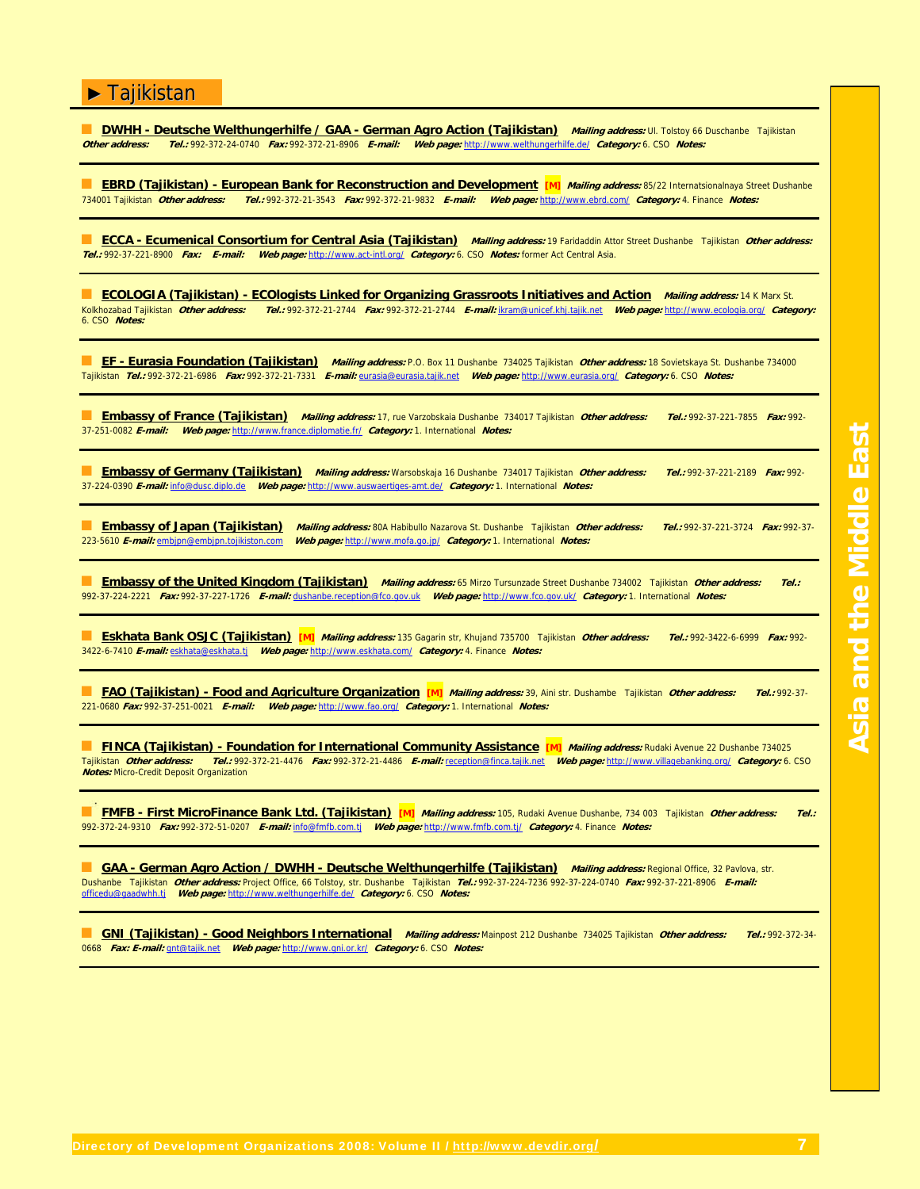# ► Tajikistan

**DWHH - Deutsche Welthungerhilfe / GAA - German Agro Action (Tajikistan)** ***Mailing address:*** Ul. Tolstoy 66 Duschanbe Tajikistan ***Other address:*** ***Tel.:*** 992-372-24-0740 ***Fax:*** 992-372-21-8906 ***E-mail:*** ***Web page:*** http://www.welthungerhilfe.de/ ***Category:*** 6. CSO ***Notes:***

---

**EBRD (Tajikistan) - European Bank for Reconstruction and Development** **[M]** ***Mailing address:*** 85/22 Internatsionalnaya Street Dushanbe 734001 Tajikistan ***Other address:*** ***Tel.:*** 992-372-21-3543 ***Fax:*** 992-372-21-9832 ***E-mail:*** ***Web page:*** http://www.ebrd.com/ ***Category:*** 4. Finance ***Notes:***

---

**ECCA - Ecumenical Consortium for Central Asia (Tajikistan)** ***Mailing address:*** 19 Faridaddin Attor Street Dushanbe Tajikistan ***Other address:*** ***Tel.:*** 992-37-221-8900 ***Fax:*** ***E-mail:*** ***Web page:*** http://www.act-intl.org/ ***Category:*** 6. CSO ***Notes:*** former Act Central Asia.

---

**ECOLOGIA (Tajikistan) - ECOlogists Linked for Organizing Grassroots Initiatives and Action** ***Mailing address:*** 14 K Marx St. Kolkhozabad Tajikistan ***Other address:*** ***Tel.:*** 992-372-21-2744 ***Fax:*** 992-372-21-2744 ***E-mail:*** ikram@unicef.khj.tajik.net ***Web page:*** http://www.ecologia.org/ ***Category:*** 6. CSO ***Notes:***

---

**EF - Eurasia Foundation (Tajikistan)** ***Mailing address:*** P.O. Box 11 Dushanbe 734025 Tajikistan ***Other address:*** 18 Sovietskaya St. Dushanbe 734000 Tajikistan ***Tel.:*** 992-372-21-6986 ***Fax:*** 992-372-21-7331 ***E-mail:*** eurasia@eurasia.tajik.net ***Web page:*** http://www.eurasia.org/ ***Category:*** 6. CSO ***Notes:***

---

**Embassy of France (Tajikistan)** ***Mailing address:*** 17, rue Varzobskaia Dushanbe 734017 Tajikistan ***Other address:*** ***Tel.:*** 992-37-221-7855 ***Fax:*** 992-37-251-0082 ***E-mail:*** ***Web page:*** http://www.france.diplomatie.fr/ ***Category:*** 1. International ***Notes:***

---

**Embassy of Germany (Tajikistan)** ***Mailing address:*** Warsobskaja 16 Dushanbe 734017 Tajikistan ***Other address:*** ***Tel.:*** 992-37-221-2189 ***Fax:*** 992-37-224-0390 ***E-mail:*** info@dusc.diplo.de ***Web page:*** http://www.auswaertiges-amt.de/ ***Category:*** 1. International ***Notes:***

---

**Embassy of Japan (Tajikistan)** ***Mailing address:*** 80A Habibullo Nazarova St. Dushanbe Tajikistan ***Other address:*** ***Tel.:*** 992-37-221-3724 ***Fax:*** 992-37-223-5610 ***E-mail:*** embjpn@embjpn.tojikiston.com ***Web page:*** http://www.mofa.go.jp/ ***Category:*** 1. International ***Notes:***

---

**Embassy of the United Kingdom (Tajikistan)** ***Mailing address:*** 65 Mirzo Tursunzade Street Dushanbe 734002 Tajikistan ***Other address:*** ***Tel.:*** 992-37-224-2221 ***Fax:*** 992-37-227-1726 ***E-mail:*** dushanbe.reception@fco.gov.uk ***Web page:*** http://www.fco.gov.uk/ ***Category:*** 1. International ***Notes:***

---

**Eskhata Bank OSJC (Tajikistan)** **[M]** ***Mailing address:*** 135 Gagarin str, Khujand 735700 Tajikistan ***Other address:*** ***Tel.:*** 992-3422-6-6999 ***Fax:*** 992-3422-6-7410 ***E-mail:*** eskhata@eskhata.tj ***Web page:*** http://www.eskhata.com/ ***Category:*** 4. Finance ***Notes:***

---

**FAO (Tajikistan) - Food and Agriculture Organization** **[M]** ***Mailing address:*** 39, Aini str. Dushambe Tajikistan ***Other address:*** ***Tel.:*** 992-37-221-0680 ***Fax:*** 992-37-251-0021 ***E-mail:*** ***Web page:*** http://www.fao.org/ ***Category:*** 1. International ***Notes:***

---

**FINCA (Tajikistan) - Foundation for International Community Assistance** **[M]** ***Mailing address:*** Rudaki Avenue 22 Dushanbe 734025 Tajikistan ***Other address:*** ***Tel.:*** 992-372-21-4476 ***Fax:*** 992-372-21-4486 ***E-mail:*** reception@finca.tajik.net ***Web page:*** http://www.villagebanking.org/ ***Category:*** 6. CSO ***Notes:*** Micro-Credit Deposit Organization

---

**FMFB - First MicroFinance Bank Ltd. (Tajikistan)** **[M]** ***Mailing address:*** 105, Rudaki Avenue Dushanbe, 734 003 Tajikistan ***Other address:*** ***Tel.:*** 992-372-24-9310 ***Fax:*** 992-372-51-0207 ***E-mail:*** info@fmfb.com.tj ***Web page:*** http://www.fmfb.com.tj/ ***Category:*** 4. Finance ***Notes:***

---

**GAA - German Agro Action / DWHH - Deutsche Welthungerhilfe (Tajikistan)** ***Mailing address:*** Regional Office, 32 Pavlova, str. Dushanbe Tajikistan ***Other address:*** Project Office, 66 Tolstoy, str. Dushanbe Tajikistan ***Tel.:*** 992-37-224-7236 992-37-224-0740 ***Fax:*** 992-37-221-8906 ***E-mail:*** officedu@gaadwhh.tj ***Web page:*** http://www.welthungerhilfe.de/ ***Category:*** 6. CSO ***Notes:***

---

**GNI (Tajikistan) - Good Neighbors International** ***Mailing address:*** Mainpost 212 Dushanbe 734025 Tajikistan ***Other address:*** ***Tel.:*** 992-372-34-0668 ***Fax:*** ***E-mail:*** gnt@tajik.net ***Web page:*** http://www.gni.or.kr/ ***Category:*** 6. CSO ***Notes:***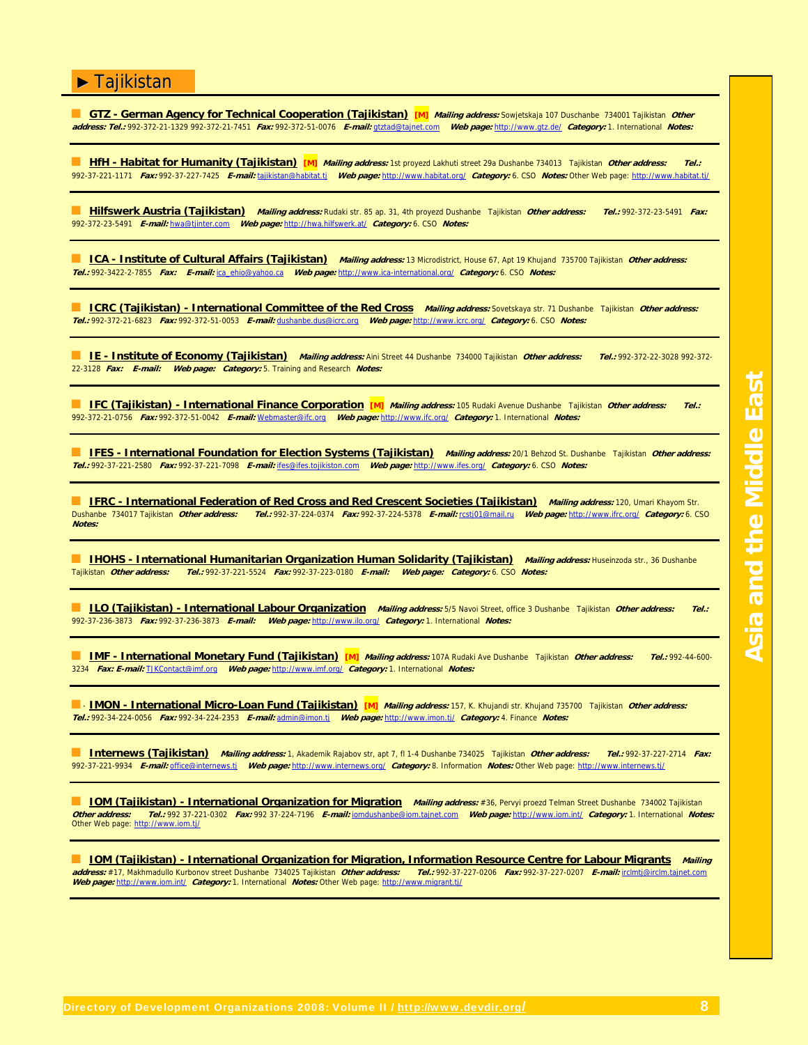# ► Tajikistan

**GTZ - German Agency for Technical Cooperation (Tajikistan)** **[M]** ***Mailing address:*** Sowjetskaja 107 Duschanbe 734001 Tajikistan ***Other address:*** ***Tel.:*** 992-372-21-1329 992-372-21-7451 ***Fax:*** 992-372-51-0076 ***E-mail:*** gtztad@tajnet.com ***Web page:*** http://www.gtz.de/ ***Category:*** 1. International ***Notes:***

---

**HfH - Habitat for Humanity (Tajikistan)** **[M]** ***Mailing address:*** 1st proyezd Lakhuti street 29a Dushanbe 734013 Tajikistan ***Other address:*** ***Tel.:*** 992-37-221-1171 ***Fax:*** 992-37-227-7425 ***E-mail:*** tajikistan@habitat.tj ***Web page:*** http://www.habitat.org/ ***Category:*** 6. CSO ***Notes:*** Other Web page: http://www.habitat.tj/

---

**Hilfswerk Austria (Tajikistan)** ***Mailing address:*** Rudaki str. 85 ap. 31, 4th proyezd Dushanbe Tajikistan ***Other address:*** ***Tel.:*** 992-372-23-5491 ***Fax:*** 992-372-23-5491 ***E-mail:*** hwa@tjinter.com ***Web page:*** http://hwa.hilfswerk.at/ ***Category:*** 6. CSO ***Notes:***

---

**ICA - Institute of Cultural Affairs (Tajikistan)** ***Mailing address:*** 13 Microdistrict, House 67, Apt 19 Khujand 735700 Tajikistan ***Other address:*** ***Tel.:*** 992-3422-2-7855 ***Fax:*** ***E-mail:*** ica_ehio@yahoo.ca ***Web page:*** http://www.ica-international.org/ ***Category:*** 6. CSO ***Notes:***

---

**ICRC (Tajikistan) - International Committee of the Red Cross** ***Mailing address:*** Sovetskaya str. 71 Dushanbe Tajikistan ***Other address:*** ***Tel.:*** 992-372-21-6823 ***Fax:*** 992-372-51-0053 ***E-mail:*** dushanbe.dus@icrc.org ***Web page:*** http://www.icrc.org/ ***Category:*** 6. CSO ***Notes:***

---

**IE - Institute of Economy (Tajikistan)** ***Mailing address:*** Aini Street 44 Dushanbe 734000 Tajikistan ***Other address:*** ***Tel.:*** 992-372-22-3028 992-372-22-3128 ***Fax:*** ***E-mail:*** ***Web page:*** ***Category:*** 5. Training and Research ***Notes:***

---

**IFC (Tajikistan) - International Finance Corporation** **[M]** ***Mailing address:*** 105 Rudaki Avenue Dushanbe Tajikistan ***Other address:*** ***Tel.:*** 992-372-21-0756 ***Fax:*** 992-372-51-0042 ***E-mail:*** Webmaster@ifc.org ***Web page:*** http://www.ifc.org/ ***Category:*** 1. International ***Notes:***

---

**IFES - International Foundation for Election Systems (Tajikistan)** ***Mailing address:*** 20/1 Behzod St. Dushanbe Tajikistan ***Other address:*** ***Tel.:*** 992-37-221-2580 ***Fax:*** 992-37-221-7098 ***E-mail:*** ifes@ifes.tojikiston.com ***Web page:*** http://www.ifes.org/ ***Category:*** 6. CSO ***Notes:***

---

**IFRC - International Federation of Red Cross and Red Crescent Societies (Tajikistan)** ***Mailing address:*** 120, Umari Khayom Str. Dushanbe 734017 Tajikistan ***Other address:*** ***Tel.:*** 992-37-224-0374 ***Fax:*** 992-37-224-5378 ***E-mail:*** rcstj01@mail.ru ***Web page:*** http://www.ifrc.org/ ***Category:*** 6. CSO ***Notes:***

---

**IHOHS - International Humanitarian Organization Human Solidarity (Tajikistan)** ***Mailing address:*** Huseinzoda str., 36 Dushanbe Tajikistan ***Other address:*** ***Tel.:*** 992-37-221-5524 ***Fax:*** 992-37-223-0180 ***E-mail:*** ***Web page:*** ***Category:*** 6. CSO ***Notes:***

---

**ILO (Tajikistan) - International Labour Organization** ***Mailing address:*** 5/5 Navoi Street, office 3 Dushanbe Tajikistan ***Other address:*** ***Tel.:*** 992-37-236-3873 ***Fax:*** 992-37-236-3873 ***E-mail:*** ***Web page:*** http://www.ilo.org/ ***Category:*** 1. International ***Notes:***

---

**IMF - International Monetary Fund (Tajikistan)** **[M]** ***Mailing address:*** 107A Rudaki Ave Dushanbe Tajikistan ***Other address:*** ***Tel.:*** 992-44-600-3234 ***Fax:*** ***E-mail:*** TJKContact@imf.org ***Web page:*** http://www.imf.org/ ***Category:*** 1. International ***Notes:***

---

**IMON - International Micro-Loan Fund (Tajikistan)** **[M]** ***Mailing address:*** 157, K. Khujandi str. Khujand 735700 Tajikistan ***Other address:*** ***Tel.:*** 992-34-224-0056 ***Fax:*** 992-34-224-2353 ***E-mail:*** admin@imon.tj ***Web page:*** http://www.imon.tj/ ***Category:*** 4. Finance ***Notes:***

---

**Internews (Tajikistan)** ***Mailing address:*** 1, Akademik Rajabov str, apt 7, fl 1-4 Dushanbe 734025 Tajikistan ***Other address:*** ***Tel.:*** 992-37-227-2714 ***Fax:*** 992-37-221-9934 ***E-mail:*** office@internews.tj ***Web page:*** http://www.internews.org/ ***Category:*** 8. Information ***Notes:*** Other Web page: http://www.internews.tj/

---

**IOM (Tajikistan) - International Organization for Migration** ***Mailing address:*** #36, Pervyi proezd Telman Street Dushanbe 734002 Tajikistan ***Other address:*** ***Tel.:*** 992 37-221-0302 ***Fax:*** 992 37-224-7196 ***E-mail:*** iomdushanbe@iom.tajnet.com ***Web page:*** http://www.iom.int/ ***Category:*** 1. International ***Notes:*** Other Web page: http://www.iom.tj/

---

**IOM (Tajikistan) - International Organization for Migration, Information Resource Centre for Labour Migrants** ***Mailing address:*** #17, Makhmadullo Kurbonov street Dushanbe 734025 Tajikistan ***Other address:*** ***Tel.:*** 992-37-227-0206 ***Fax:*** 992-37-227-0207 ***E-mail:*** irclmtj@irclm.tajnet.com ***Web page:*** http://www.iom.int/ ***Category:*** 1. International ***Notes:*** Other Web page: http://www.migrant.tj/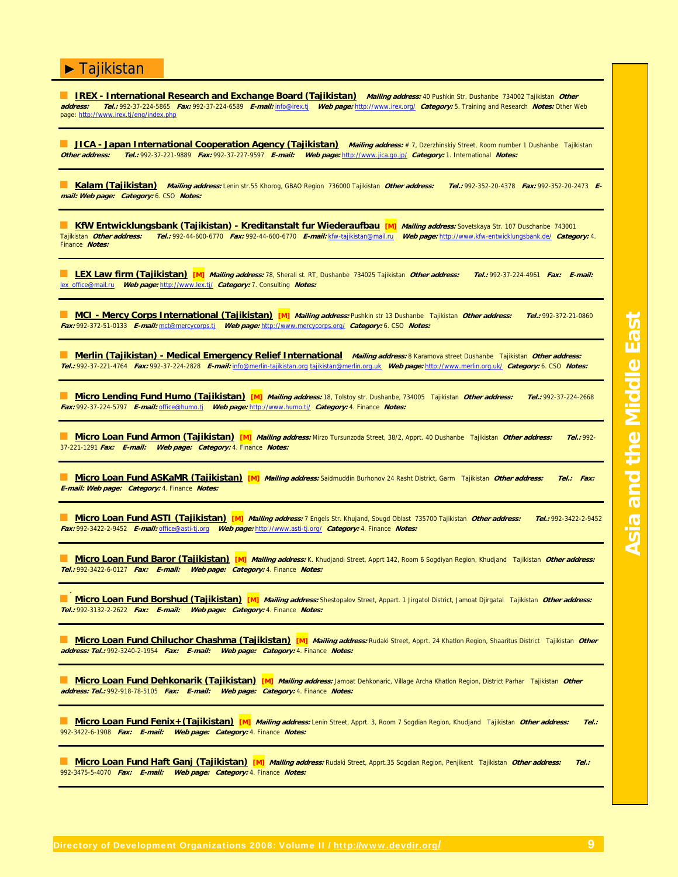# ► Tajikistan

**IREX - International Research and Exchange Board (Tajikistan)** ***Mailing address:*** 40 Pushkin Str. Dushanbe 734002 Tajikistan ***Other address:*** ***Tel.:*** 992-37-224-5865 ***Fax:*** 992-37-224-6589 ***E-mail:*** info@irex.tj ***Web page:*** http://www.irex.org/ ***Category:*** 5. Training and Research ***Notes:*** Other Web page: http://www.irex.tj/eng/index.php

---

**JICA - Japan International Cooperation Agency (Tajikistan)** ***Mailing address:*** # 7, Dzerzhinskiy Street, Room number 1 Dushanbe Tajikistan ***Other address:*** ***Tel.:*** 992-37-221-9889 ***Fax:*** 992-37-227-9597 ***E-mail:*** ***Web page:*** http://www.jica.go.jp/ ***Category:*** 1. International ***Notes:***

---

**Kalam (Tajikistan)** ***Mailing address:*** Lenin str.55 Khorog, GBAO Region 736000 Tajikistan ***Other address:*** ***Tel.:*** 992-352-20-4378 ***Fax:*** 992-352-20-2473 ***E-mail:*** ***Web page:*** ***Category:*** 6. CSO ***Notes:***

---

**KfW Entwicklungsbank (Tajikistan) - Kreditanstalt fur Wiederaufbau** [M] ***Mailing address:*** Sovetskaya Str. 107 Duschanbe 743001 Tajikistan ***Other address:*** ***Tel.:*** 992-44-600-6770 ***Fax:*** 992-44-600-6770 ***E-mail:*** kfw-tajikistan@mail.ru ***Web page:*** http://www.kfw-entwicklungsbank.de/ ***Category:*** 4. Finance ***Notes:***

---

**LEX Law firm (Tajikistan)** [M] ***Mailing address:*** 78, Sherali st. RT, Dushanbe 734025 Tajikistan ***Other address:*** ***Tel.:*** 992-37-224-4961 ***Fax:*** ***E-mail:*** lex_office@mail.ru ***Web page:*** http://www.lex.tj/ ***Category:*** 7. Consulting ***Notes:***

---

**MCI - Mercy Corps International (Tajikistan)** [M] ***Mailing address:*** Pushkin str 13 Dushanbe Tajikistan ***Other address:*** ***Tel.:*** 992-372-21-0860 ***Fax:*** 992-372-51-0133 ***E-mail:*** mct@mercycorps.tj ***Web page:*** http://www.mercycorps.org/ ***Category:*** 6. CSO ***Notes:***

---

**Merlin (Tajikistan) - Medical Emergency Relief International** ***Mailing address:*** 8 Karamova street Dushanbe Tajikistan ***Other address:*** ***Tel.:*** 992-37-221-4764 ***Fax:*** 992-37-224-2828 ***E-mail:*** info@merlin-tajikistan.org tajikistan@merlin.org.uk ***Web page:*** http://www.merlin.org.uk/ ***Category:*** 6. CSO ***Notes:***

---

**Micro Lending Fund Humo (Tajikistan)** [M] ***Mailing address:*** 18, Tolstoy str. Dushanbe, 734005 Tajikistan ***Other address:*** ***Tel.:*** 992-37-224-2668 ***Fax:*** 992-37-224-5797 ***E-mail:*** office@humo.tj ***Web page:*** http://www.humo.tj/ ***Category:*** 4. Finance ***Notes:***

---

**Micro Loan Fund Armon (Tajikistan)** [M] ***Mailing address:*** Mirzo Tursunzoda Street, 38/2, Apprt. 40 Dushanbe Tajikistan ***Other address:*** ***Tel.:*** 992-37-221-1291 ***Fax:*** ***E-mail:*** ***Web page:*** ***Category:*** 4. Finance ***Notes:***

---

**Micro Loan Fund ASKaMR (Tajikistan)** [M] ***Mailing address:*** Saidmuddin Burhonov 24 Rasht District, Garm Tajikistan ***Other address:*** ***Tel.:*** ***Fax:*** ***E-mail:*** ***Web page:*** ***Category:*** 4. Finance ***Notes:***

---

**Micro Loan Fund ASTI (Tajikistan)** [M] ***Mailing address:*** 7 Engels Str. Khujand, Sougd Oblast 735700 Tajikistan ***Other address:*** ***Tel.:*** 992-3422-2-9452 ***Fax:*** 992-3422-2-9452 ***E-mail:*** office@asti-tj.org ***Web page:*** http://www.asti-tj.org/ ***Category:*** 4. Finance ***Notes:***

---

**Micro Loan Fund Baror (Tajikistan)** [M] ***Mailing address:*** K. Khudjandi Street, Apprt 142, Room 6 Sogdiyan Region, Khudjand Tajikistan ***Other address:*** ***Tel.:*** 992-3422-6-0127 ***Fax:*** ***E-mail:*** ***Web page:*** ***Category:*** 4. Finance ***Notes:***

---

**Micro Loan Fund Borshud (Tajikistan)** [M] ***Mailing address:*** Shestopalov Street, Appart. 1 Jirgatol District, Jamoat Djirgatal Tajikistan ***Other address:*** ***Tel.:*** 992-3132-2-2622 ***Fax:*** ***E-mail:*** ***Web page:*** ***Category:*** 4. Finance ***Notes:***

---

**Micro Loan Fund Chiluchor Chashma (Tajikistan)** [M] ***Mailing address:*** Rudaki Street, Apprt. 24 Khatlon Region, Shaaritus District Tajikistan ***Other address:*** ***Tel.:*** 992-3240-2-1954 ***Fax:*** ***E-mail:*** ***Web page:*** ***Category:*** 4. Finance ***Notes:***

---

**Micro Loan Fund Dehkonarik (Tajikistan)** [M] ***Mailing address:*** Jamoat Dehkonaric, Village Archa Khatlon Region, District Parhar Tajikistan ***Other address:*** ***Tel.:*** 992-918-78-5105 ***Fax:*** ***E-mail:*** ***Web page:*** ***Category:*** 4. Finance ***Notes:***

---

**Micro Loan Fund Fenix+(Tajikistan)** [M] ***Mailing address:*** Lenin Street, Apprt. 3, Room 7 Sogdian Region, Khudjand Tajikistan ***Other address:*** ***Tel.:*** 992-3422-6-1908 ***Fax:*** ***E-mail:*** ***Web page:*** ***Category:*** 4. Finance ***Notes:***

---

**Micro Loan Fund Haft Ganj (Tajikistan)** [M] ***Mailing address:*** Rudaki Street, Apprt.35 Sogdian Region, Penjikent Tajikistan ***Other address:*** ***Tel.:*** 992-3475-5-4070 ***Fax:*** ***E-mail:*** ***Web page:*** ***Category:*** 4. Finance ***Notes:***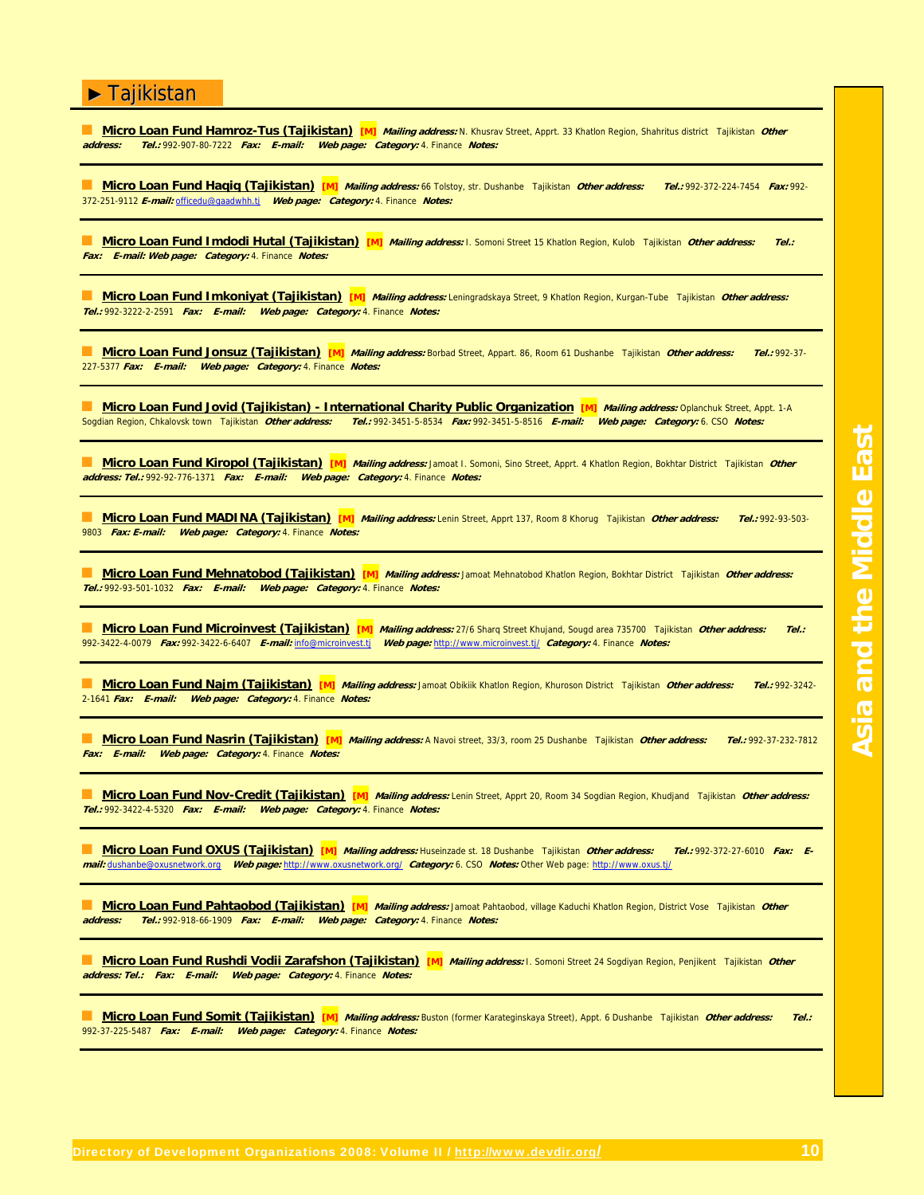## ► Tajikistan

**Micro Loan Fund Hamroz-Tus (Tajikistan)** **[M]** ***Mailing address:*** N. Khusrav Street, Apprt. 33 Khatlon Region, Shahritus district Tajikistan ***Other address:*** ***Tel.:*** 992-907-80-7222 ***Fax:*** ***E-mail:*** ***Web page:*** ***Category:*** 4. Finance ***Notes:***

---

**Micro Loan Fund Haqiq (Tajikistan)** **[M]** ***Mailing address:*** 66 Tolstoy, str. Dushanbe Tajikistan ***Other address:*** ***Tel.:*** 992-372-224-7454 ***Fax:*** 992-372-251-9112 ***E-mail:*** officedu@gaadwhh.tj ***Web page:*** ***Category:*** 4. Finance ***Notes:***

---

**Micro Loan Fund Imdodi Hutal (Tajikistan)** **[M]** ***Mailing address:*** I. Somoni Street 15 Khatlon Region, Kulob Tajikistan ***Other address:*** ***Tel.:*** ***Fax:*** ***E-mail:*** ***Web page:*** ***Category:*** 4. Finance ***Notes:***

---

**Micro Loan Fund Imkoniyat (Tajikistan)** **[M]** ***Mailing address:*** Leningradskaya Street, 9 Khatlon Region, Kurgan-Tube Tajikistan ***Other address:*** ***Tel.:*** 992-3222-2-2591 ***Fax:*** ***E-mail:*** ***Web page:*** ***Category:*** 4. Finance ***Notes:***

---

**Micro Loan Fund Jonsuz (Tajikistan)** **[M]** ***Mailing address:*** Borbad Street, Appart. 86, Room 61 Dushanbe Tajikistan ***Other address:*** ***Tel.:*** 992-37-227-5377 ***Fax:*** ***E-mail:*** ***Web page:*** ***Category:*** 4. Finance ***Notes:***

---

**Micro Loan Fund Jovid (Tajikistan) - International Charity Public Organization** **[M]** ***Mailing address:*** Oplanchuk Street, Appt. 1-A Sogdian Region, Chkalovsk town Tajikistan ***Other address:*** ***Tel.:*** 992-3451-5-8534 ***Fax:*** 992-3451-5-8516 ***E-mail:*** ***Web page:*** ***Category:*** 6. CSO ***Notes:***

---

**Micro Loan Fund Kiropol (Tajikistan)** **[M]** ***Mailing address:*** Jamoat I. Somoni, Sino Street, Apprt. 4 Khatlon Region, Bokhtar District Tajikistan ***Other address:*** ***Tel.:*** 992-92-776-1371 ***Fax:*** ***E-mail:*** ***Web page:*** ***Category:*** 4. Finance ***Notes:***

---

**Micro Loan Fund MADINA (Tajikistan)** **[M]** ***Mailing address:*** Lenin Street, Apprt 137, Room 8 Khorug Tajikistan ***Other address:*** ***Tel.:*** 992-93-503-9803 ***Fax:*** ***E-mail:*** ***Web page:*** ***Category:*** 4. Finance ***Notes:***

---

**Micro Loan Fund Mehnatobod (Tajikistan)** **[M]** ***Mailing address:*** Jamoat Mehnatobod Khatlon Region, Bokhtar District Tajikistan ***Other address:*** ***Tel.:*** 992-93-501-1032 ***Fax:*** ***E-mail:*** ***Web page:*** ***Category:*** 4. Finance ***Notes:***

---

**Micro Loan Fund Microinvest (Tajikistan)** **[M]** ***Mailing address:*** 27/6 Sharq Street Khujand, Sougd area 735700 Tajikistan ***Other address:*** ***Tel.:*** 992-3422-4-0079 ***Fax:*** 992-3422-6-6407 ***E-mail:*** info@microinvest.tj ***Web page:*** http://www.microinvest.tj/ ***Category:*** 4. Finance ***Notes:***

---

**Micro Loan Fund Najm (Tajikistan)** **[M]** ***Mailing address:*** Jamoat Obikiik Khatlon Region, Khuroson District Tajikistan ***Other address:*** ***Tel.:*** 992-3242-2-1641 ***Fax:*** ***E-mail:*** ***Web page:*** ***Category:*** 4. Finance ***Notes:***

---

**Micro Loan Fund Nasrin (Tajikistan)** **[M]** ***Mailing address:*** A Navoi street, 33/3, room 25 Dushanbe Tajikistan ***Other address:*** ***Tel.:*** 992-37-232-7812 ***Fax:*** ***E-mail:*** ***Web page:*** ***Category:*** 4. Finance ***Notes:***

---

**Micro Loan Fund Nov-Credit (Tajikistan)** **[M]** ***Mailing address:*** Lenin Street, Apprt 20, Room 34 Sogdian Region, Khudjand Tajikistan ***Other address:*** ***Tel.:*** 992-3422-4-5320 ***Fax:*** ***E-mail:*** ***Web page:*** ***Category:*** 4. Finance ***Notes:***

---

**Micro Loan Fund OXUS (Tajikistan)** **[M]** ***Mailing address:*** Huseinzade st. 18 Dushanbe Tajikistan ***Other address:*** ***Tel.:*** 992-372-27-6010 ***Fax:*** ***E-mail:*** dushanbe@oxusnetwork.org ***Web page:*** http://www.oxusnetwork.org/ ***Category:*** 6. CSO ***Notes:*** Other Web page: http://www.oxus.tj/

---

**Micro Loan Fund Pahtaobod (Tajikistan)** **[M]** ***Mailing address:*** Jamoat Pahtaobod, village Kaduchi Khatlon Region, District Vose Tajikistan ***Other address:*** ***Tel.:*** 992-918-66-1909 ***Fax:*** ***E-mail:*** ***Web page:*** ***Category:*** 4. Finance ***Notes:***

---

**Micro Loan Fund Rushdi Vodii Zarafshon (Tajikistan)** **[M]** ***Mailing address:*** I. Somoni Street 24 Sogdiyan Region, Penjikent Tajikistan ***Other address:*** ***Tel.:*** ***Fax:*** ***E-mail:*** ***Web page:*** ***Category:*** 4. Finance ***Notes:***

---

**Micro Loan Fund Somit (Tajikistan)** **[M]** ***Mailing address:*** Buston (former Karateginskaya Street), Appt. 6 Dushanbe Tajikistan ***Other address:*** ***Tel.:*** 992-37-225-5487 ***Fax:*** ***E-mail:*** ***Web page:*** ***Category:*** 4. Finance ***Notes:***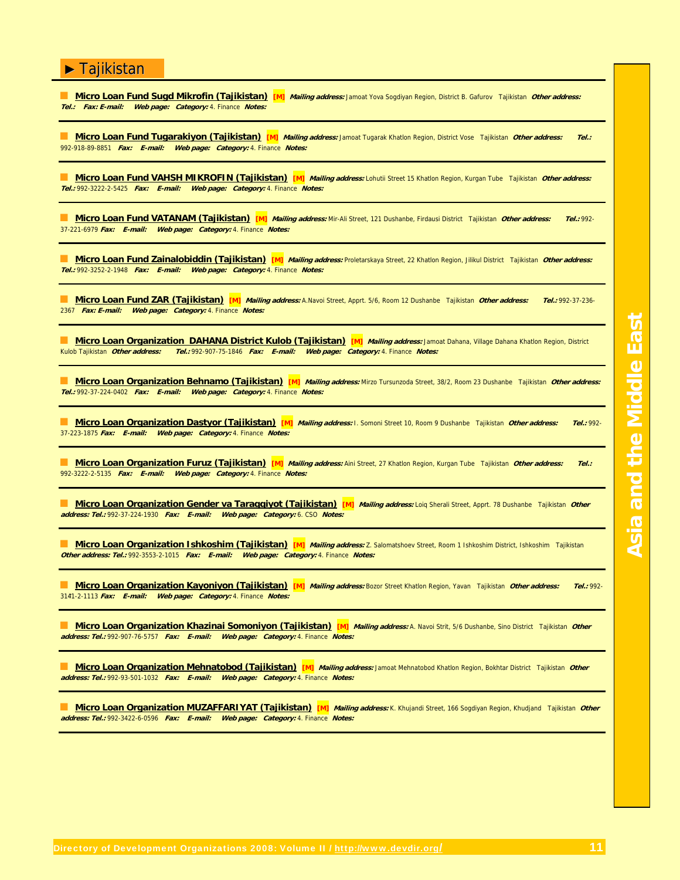## ► Tajikistan

**Micro Loan Fund Sugd Mikrofin (Tajikistan)** **[M]** ***Mailing address:*** Jamoat Yova Sogdiyan Region, District B. Gafurov Tajikistan ***Other address:*** ***Tel.:*** ***Fax:*** ***E-mail:*** ***Web page:*** ***Category:*** 4. Finance ***Notes:***

---

**Micro Loan Fund Tugarakiyon (Tajikistan)** **[M]** ***Mailing address:*** Jamoat Tugarak Khatlon Region, District Vose Tajikistan ***Other address:*** ***Tel.:*** 992-918-89-8851 ***Fax:*** ***E-mail:*** ***Web page:*** ***Category:*** 4. Finance ***Notes:***

---

**Micro Loan Fund VAHSH MIKROFIN (Tajikistan)** **[M]** ***Mailing address:*** Lohutii Street 15 Khatlon Region, Kurgan Tube Tajikistan ***Other address:*** ***Tel.:*** 992-3222-2-5425 ***Fax:*** ***E-mail:*** ***Web page:*** ***Category:*** 4. Finance ***Notes:***

---

**Micro Loan Fund VATANAM (Tajikistan)** **[M]** ***Mailing address:*** Mir-Ali Street, 121 Dushanbe, Firdausi District Tajikistan ***Other address:*** ***Tel.:*** 992-37-221-6979 ***Fax:*** ***E-mail:*** ***Web page:*** ***Category:*** 4. Finance ***Notes:***

---

**Micro Loan Fund Zainalobiddin (Tajikistan)** **[M]** ***Mailing address:*** Proletarskaya Street, 22 Khatlon Region, Jilikul District Tajikistan ***Other address:*** ***Tel.:*** 992-3252-2-1948 ***Fax:*** ***E-mail:*** ***Web page:*** ***Category:*** 4. Finance ***Notes:***

---

**Micro Loan Fund ZAR (Tajikistan)** **[M]** ***Mailing address:*** A.Navoi Street, Apprt. 5/6, Room 12 Dushanbe Tajikistan ***Other address:*** ***Tel.:*** 992-37-236-2367 ***Fax:*** ***E-mail:*** ***Web page:*** ***Category:*** 4. Finance ***Notes:***

---

**Micro Loan Organization DAHANA District Kulob (Tajikistan)** **[M]** ***Mailing address:*** Jamoat Dahana, Village Dahana Khatlon Region, District Kulob Tajikistan ***Other address:*** ***Tel.:*** 992-907-75-1846 ***Fax:*** ***E-mail:*** ***Web page:*** ***Category:*** 4. Finance ***Notes:***

---

**Micro Loan Organization Behnamo (Tajikistan)** **[M]** ***Mailing address:*** Mirzo Tursunzoda Street, 38/2, Room 23 Dushanbe Tajikistan ***Other address:*** ***Tel.:*** 992-37-224-0402 ***Fax:*** ***E-mail:*** ***Web page:*** ***Category:*** 4. Finance ***Notes:***

---

**Micro Loan Organization Dastyor (Tajikistan)** **[M]** ***Mailing address:*** I. Somoni Street 10, Room 9 Dushanbe Tajikistan ***Other address:*** ***Tel.:*** 992-37-223-1875 ***Fax:*** ***E-mail:*** ***Web page:*** ***Category:*** 4. Finance ***Notes:***

---

**Micro Loan Organization Furuz (Tajikistan)** **[M]** ***Mailing address:*** Aini Street, 27 Khatlon Region, Kurgan Tube Tajikistan ***Other address:*** ***Tel.:*** 992-3222-2-5135 ***Fax:*** ***E-mail:*** ***Web page:*** ***Category:*** 4. Finance ***Notes:***

---

**Micro Loan Organization Gender va Taraqqiyot (Tajikistan)** **[M]** ***Mailing address:*** Loiq Sherali Street, Apprt. 78 Dushanbe Tajikistan ***Other address:*** ***Tel.:*** 992-37-224-1930 ***Fax:*** ***E-mail:*** ***Web page:*** ***Category:*** 6. CSO ***Notes:***

---

**Micro Loan Organization Ishkoshim (Tajikistan)** **[M]** ***Mailing address:*** Z. Salomatshoev Street, Room 1 Ishkoshim District, Ishkoshim Tajikistan ***Other address:*** ***Tel.:*** 992-3553-2-1015 ***Fax:*** ***E-mail:*** ***Web page:*** ***Category:*** 4. Finance ***Notes:***

---

**Micro Loan Organization Kayoniyon (Tajikistan)** **[M]** ***Mailing address:*** Bozor Street Khatlon Region, Yavan Tajikistan ***Other address:*** ***Tel.:*** 992-3141-2-1113 ***Fax:*** ***E-mail:*** ***Web page:*** ***Category:*** 4. Finance ***Notes:***

---

**Micro Loan Organization Khazinai Somoniyon (Tajikistan)** **[M]** ***Mailing address:*** A. Navoi Strit, 5/6 Dushanbe, Sino District Tajikistan ***Other address:*** ***Tel.:*** 992-907-76-5757 ***Fax:*** ***E-mail:*** ***Web page:*** ***Category:*** 4. Finance ***Notes:***

---

**Micro Loan Organization Mehnatobod (Tajikistan)** **[M]** ***Mailing address:*** Jamoat Mehnatobod Khatlon Region, Bokhtar District Tajikistan ***Other address:*** ***Tel.:*** 992-93-501-1032 ***Fax:*** ***E-mail:*** ***Web page:*** ***Category:*** 4. Finance ***Notes:***

---

**Micro Loan Organization MUZAFFARIYAT (Tajikistan)** **[M]** ***Mailing address:*** K. Khujandi Street, 166 Sogdiyan Region, Khudjand Tajikistan ***Other address:*** ***Tel.:*** 992-3422-6-0596 ***Fax:*** ***E-mail:*** ***Web page:*** ***Category:*** 4. Finance ***Notes:***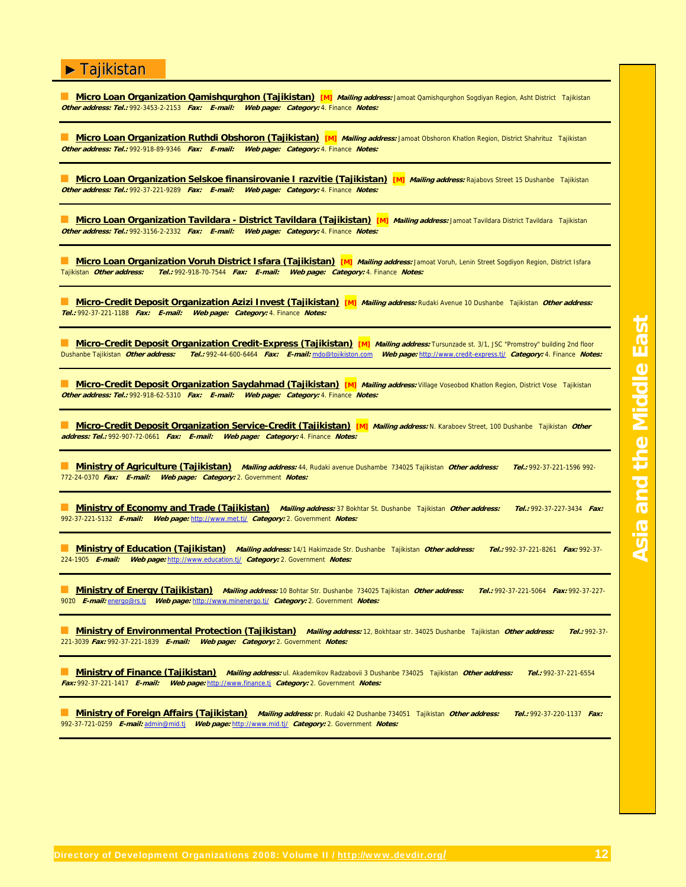## ► Tajikistan

**Micro Loan Organization Qamishqurghon (Tajikistan)** [M] ***Mailing address:*** Jamoat Qamishqurghon Sogdiyan Region, Asht District Tajikistan ***Other address:*** ***Tel.:*** 992-3453-2-2153 ***Fax:*** ***E-mail:*** ***Web page:*** ***Category:*** 4. Finance ***Notes:***

---

**Micro Loan Organization Ruthdi Obshoron (Tajikistan)** [M] ***Mailing address:*** Jamoat Obshoron Khatlon Region, District Shahrituz Tajikistan ***Other address:*** ***Tel.:*** 992-918-89-9346 ***Fax:*** ***E-mail:*** ***Web page:*** ***Category:*** 4. Finance ***Notes:***

---

**Micro Loan Organization Selskoe finansirovanie I razvitie (Tajikistan)** [M] ***Mailing address:*** Rajabovs Street 15 Dushanbe Tajikistan ***Other address:*** ***Tel.:*** 992-37-221-9289 ***Fax:*** ***E-mail:*** ***Web page:*** ***Category:*** 4. Finance ***Notes:***

---

**Micro Loan Organization Tavildara - District Tavildara (Tajikistan)** [M] ***Mailing address:*** Jamoat Tavildara District Tavildara Tajikistan ***Other address:*** ***Tel.:*** 992-3156-2-2332 ***Fax:*** ***E-mail:*** ***Web page:*** ***Category:*** 4. Finance ***Notes:***

---

**Micro Loan Organization Voruh District Isfara (Tajikistan)** [M] ***Mailing address:*** Jamoat Voruh, Lenin Street Sogdiyon Region, District Isfara Tajikistan ***Other address:*** ***Tel.:*** 992-918-70-7544 ***Fax:*** ***E-mail:*** ***Web page:*** ***Category:*** 4. Finance ***Notes:***

---

**Micro-Credit Deposit Organization Azizi Invest (Tajikistan)** [M] ***Mailing address:*** Rudaki Avenue 10 Dushanbe Tajikistan ***Other address:*** ***Tel.:*** 992-37-221-1188 ***Fax:*** ***E-mail:*** ***Web page:*** ***Category:*** 4. Finance ***Notes:***

---

**Micro-Credit Deposit Organization Credit-Express (Tajikistan)** [M] ***Mailing address:*** Tursunzade st. 3/1, JSC "Promstroy" building 2nd floor Dushanbe Tajikistan ***Other address:*** ***Tel.:*** 992-44-600-6464 ***Fax:*** ***E-mail:*** mdo@tojikiston.com ***Web page:*** http://www.credit-express.tj/ ***Category:*** 4. Finance ***Notes:***

---

**Micro-Credit Deposit Organization Saydahmad (Tajikistan)** [M] ***Mailing address:*** Village Voseobod Khatlon Region, District Vose Tajikistan ***Other address:*** ***Tel.:*** 992-918-62-5310 ***Fax:*** ***E-mail:*** ***Web page:*** ***Category:*** 4. Finance ***Notes:***

---

**Micro-Credit Deposit Organization Service-Credit (Tajikistan)** [M] ***Mailing address:*** N. Karaboev Street, 100 Dushanbe Tajikistan ***Other address:*** ***Tel.:*** 992-907-72-0661 ***Fax:*** ***E-mail:*** ***Web page:*** ***Category:*** 4. Finance ***Notes:***

---

**Ministry of Agriculture (Tajikistan)** ***Mailing address:*** 44, Rudaki avenue Dushambe 734025 Tajikistan ***Other address:*** ***Tel.:*** 992-37-221-1596 992-772-24-0370 ***Fax:*** ***E-mail:*** ***Web page:*** ***Category:*** 2. Government ***Notes:***

---

**Ministry of Economy and Trade (Tajikistan)** ***Mailing address:*** 37 Bokhtar St. Dushanbe Tajikistan ***Other address:*** ***Tel.:*** 992-37-227-3434 ***Fax:*** 992-37-221-5132 ***E-mail:*** ***Web page:*** http://www.met.tj/ ***Category:*** 2. Government ***Notes:***

---

**Ministry of Education (Tajikistan)** ***Mailing address:*** 14/1 Hakimzade Str. Dushanbe Tajikistan ***Other address:*** ***Tel.:*** 992-37-221-8261 ***Fax:*** 992-37-224-1905 ***E-mail:*** ***Web page:*** http://www.education.tj/ ***Category:*** 2. Government ***Notes:***

---

**Ministry of Energy (Tajikistan)** ***Mailing address:*** 10 Bohtar Str. Dushanbe 734025 Tajikistan ***Other address:*** ***Tel.:*** 992-37-221-5064 ***Fax:*** 992-37-227-9010 ***E-mail:*** energo@rs.tj ***Web page:*** http://www.minenergo.tj/ ***Category:*** 2. Government ***Notes:***

---

**Ministry of Environmental Protection (Tajikistan)** ***Mailing address:*** 12, Bokhtaar str. 34025 Dushanbe Tajikistan ***Other address:*** ***Tel.:*** 992-37-221-3039 ***Fax:*** 992-37-221-1839 ***E-mail:*** ***Web page:*** ***Category:*** 2. Government ***Notes:***

---

**Ministry of Finance (Tajikistan)** ***Mailing address:*** ul. Akademikov Radzabovii 3 Dushanbe 734025 Tajikistan ***Other address:*** ***Tel.:*** 992-37-221-6554 ***Fax:*** 992-37-221-1417 ***E-mail:*** ***Web page:*** http://www.finance.tj ***Category:*** 2. Government ***Notes:***

---

**Ministry of Foreign Affairs (Tajikistan)** ***Mailing address:*** pr. Rudaki 42 Dushanbe 734051 Tajikistan ***Other address:*** ***Tel.:*** 992-37-220-1137 ***Fax:*** 992-37-721-0259 ***E-mail:*** admin@mid.tj ***Web page:*** http://www.mid.tj/ ***Category:*** 2. Government ***Notes:***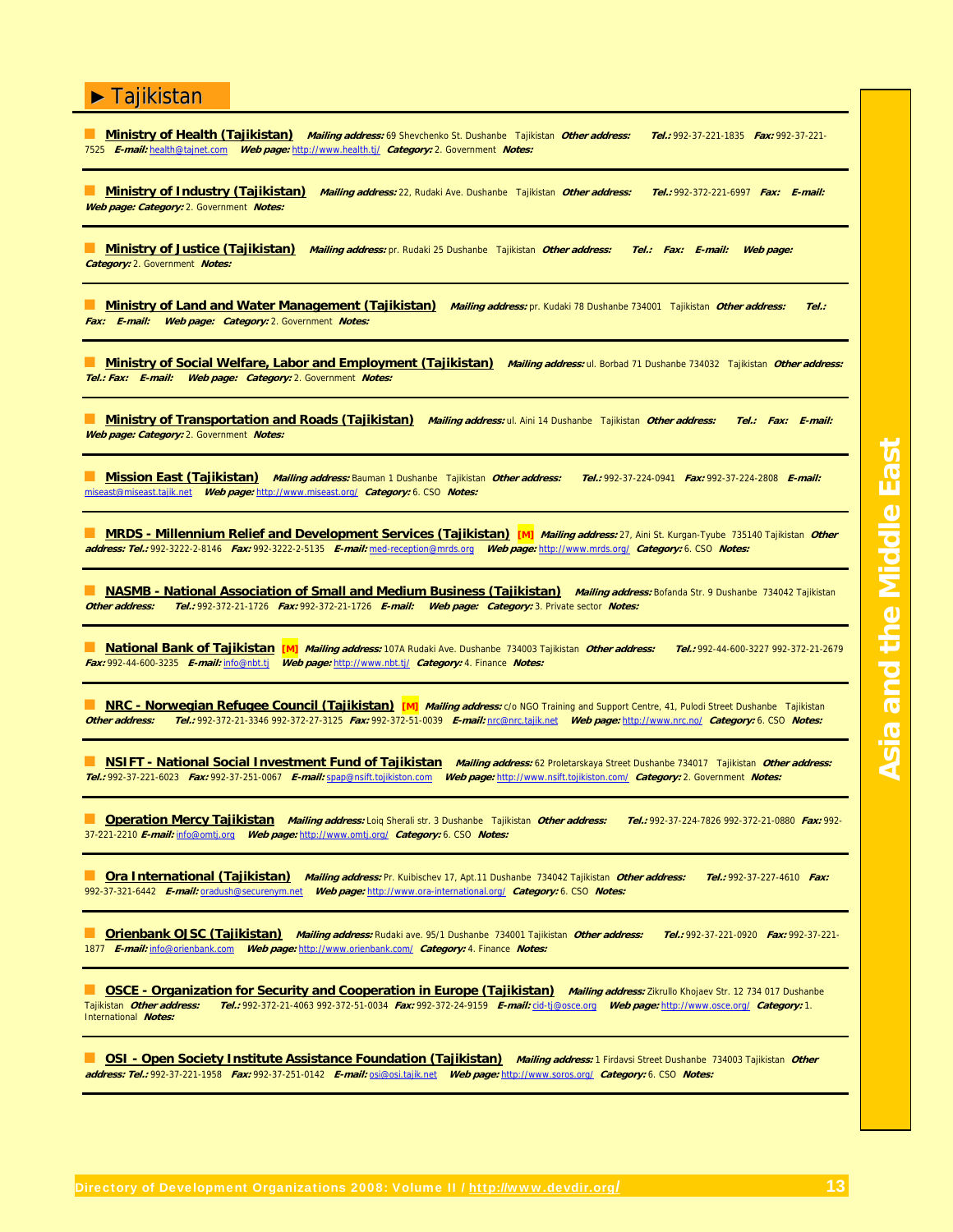# ► Tajikistan

**Ministry of Health (Tajikistan)** ***Mailing address:*** 69 Shevchenko St. Dushanbe Tajikistan ***Other address:*** ***Tel.:*** 992-37-221-1835 ***Fax:*** 992-37-221-7525 ***E-mail:*** health@tajnet.com ***Web page:*** http://www.health.tj/ ***Category:*** 2. Government ***Notes:***

---

**Ministry of Industry (Tajikistan)** ***Mailing address:*** 22, Rudaki Ave. Dushanbe Tajikistan ***Other address:*** ***Tel.:*** 992-372-221-6997 ***Fax:*** ***E-mail:*** ***Web page:*** ***Category:*** 2. Government ***Notes:***

---

**Ministry of Justice (Tajikistan)** ***Mailing address:*** pr. Rudaki 25 Dushanbe Tajikistan ***Other address:*** ***Tel.:*** ***Fax:*** ***E-mail:*** ***Web page:*** ***Category:*** 2. Government ***Notes:***

---

**Ministry of Land and Water Management (Tajikistan)** ***Mailing address:*** pr. Kudaki 78 Dushanbe 734001 Tajikistan ***Other address:*** ***Tel.:*** ***Fax:*** ***E-mail:*** ***Web page:*** ***Category:*** 2. Government ***Notes:***

---

**Ministry of Social Welfare, Labor and Employment (Tajikistan)** ***Mailing address:*** ul. Borbad 71 Dushanbe 734032 Tajikistan ***Other address:*** ***Tel.:*** ***Fax:*** ***E-mail:*** ***Web page:*** ***Category:*** 2. Government ***Notes:***

---

**Ministry of Transportation and Roads (Tajikistan)** ***Mailing address:*** ul. Aini 14 Dushanbe Tajikistan ***Other address:*** ***Tel.:*** ***Fax:*** ***E-mail:*** ***Web page:*** ***Category:*** 2. Government ***Notes:***

---

**Mission East (Tajikistan)** ***Mailing address:*** Bauman 1 Dushanbe Tajikistan ***Other address:*** ***Tel.:*** 992-37-224-0941 ***Fax:*** 992-37-224-2808 ***E-mail:*** miseast@miseast.tajik.net ***Web page:*** http://www.miseast.org/ ***Category:*** 6. CSO ***Notes:***

---

**MRDS - Millennium Relief and Development Services (Tajikistan)** **[M]** ***Mailing address:*** 27, Aini St. Kurgan-Tyube 735140 Tajikistan ***Other address:*** ***Tel.:*** 992-3222-2-8146 ***Fax:*** 992-3222-2-5135 ***E-mail:*** med-reception@mrds.org ***Web page:*** http://www.mrds.org/ ***Category:*** 6. CSO ***Notes:***

---

**NASMB - National Association of Small and Medium Business (Tajikistan)** ***Mailing address:*** Bofanda Str. 9 Dushanbe 734042 Tajikistan ***Other address:*** ***Tel.:*** 992-372-21-1726 ***Fax:*** 992-372-21-1726 ***E-mail:*** ***Web page:*** ***Category:*** 3. Private sector ***Notes:***

---

**National Bank of Tajikistan** **[M]** ***Mailing address:*** 107A Rudaki Ave. Dushanbe 734003 Tajikistan ***Other address:*** ***Tel.:*** 992-44-600-3227 992-372-21-2679 ***Fax:*** 992-44-600-3235 ***E-mail:*** info@nbt.tj ***Web page:*** http://www.nbt.tj/ ***Category:*** 4. Finance ***Notes:***

---

**NRC - Norwegian Refugee Council (Tajikistan)** **[M]** ***Mailing address:*** c/o NGO Training and Support Centre, 41, Pulodi Street Dushanbe Tajikistan ***Other address:*** ***Tel.:*** 992-372-21-3346 992-372-27-3125 ***Fax:*** 992-372-51-0039 ***E-mail:*** nrc@nrc.tajik.net ***Web page:*** http://www.nrc.no/ ***Category:*** 6. CSO ***Notes:***

---

**NSIFT - National Social Investment Fund of Tajikistan** ***Mailing address:*** 62 Proletarskaya Street Dushanbe 734017 Tajikistan ***Other address:*** ***Tel.:*** 992-37-221-6023 ***Fax:*** 992-37-251-0067 ***E-mail:*** spap@nsift.tojikiston.com ***Web page:*** http://www.nsift.tojikiston.com/ ***Category:*** 2. Government ***Notes:***

---

**Operation Mercy Tajikistan** ***Mailing address:*** Loiq Sherali str. 3 Dushanbe Tajikistan ***Other address:*** ***Tel.:*** 992-37-224-7826 992-372-21-0880 ***Fax:*** 992-37-221-2210 ***E-mail:*** info@omtj.org ***Web page:*** http://www.omtj.org/ ***Category:*** 6. CSO ***Notes:***

---

**Ora International (Tajikistan)** ***Mailing address:*** Pr. Kuibischev 17, Apt.11 Dushanbe 734042 Tajikistan ***Other address:*** ***Tel.:*** 992-37-227-4610 ***Fax:*** 992-37-321-6442 ***E-mail:*** oradush@securenym.net ***Web page:*** http://www.ora-international.org/ ***Category:*** 6. CSO ***Notes:***

---

**Orienbank OJSC (Tajikistan)** ***Mailing address:*** Rudaki ave. 95/1 Dushanbe 734001 Tajikistan ***Other address:*** ***Tel.:*** 992-37-221-0920 ***Fax:*** 992-37-221-1877 ***E-mail:*** info@orienbank.com ***Web page:*** http://www.orienbank.com/ ***Category:*** 4. Finance ***Notes:***

---

**OSCE - Organization for Security and Cooperation in Europe (Tajikistan)** ***Mailing address:*** Zikrullo Khojaev Str. 12 734 017 Dushanbe Tajikistan ***Other address:*** ***Tel.:*** 992-372-21-4063 992-372-51-0034 ***Fax:*** 992-372-24-9159 ***E-mail:*** cid-tj@osce.org ***Web page:*** http://www.osce.org/ ***Category:*** 1. International ***Notes:***

---

**OSI - Open Society Institute Assistance Foundation (Tajikistan)** ***Mailing address:*** 1 Firdavsi Street Dushanbe 734003 Tajikistan ***Other address:*** ***Tel.:*** 992-37-221-1958 ***Fax:*** 992-37-251-0142 ***E-mail:*** osi@osi.tajik.net ***Web page:*** http://www.soros.org/ ***Category:*** 6. CSO ***Notes:***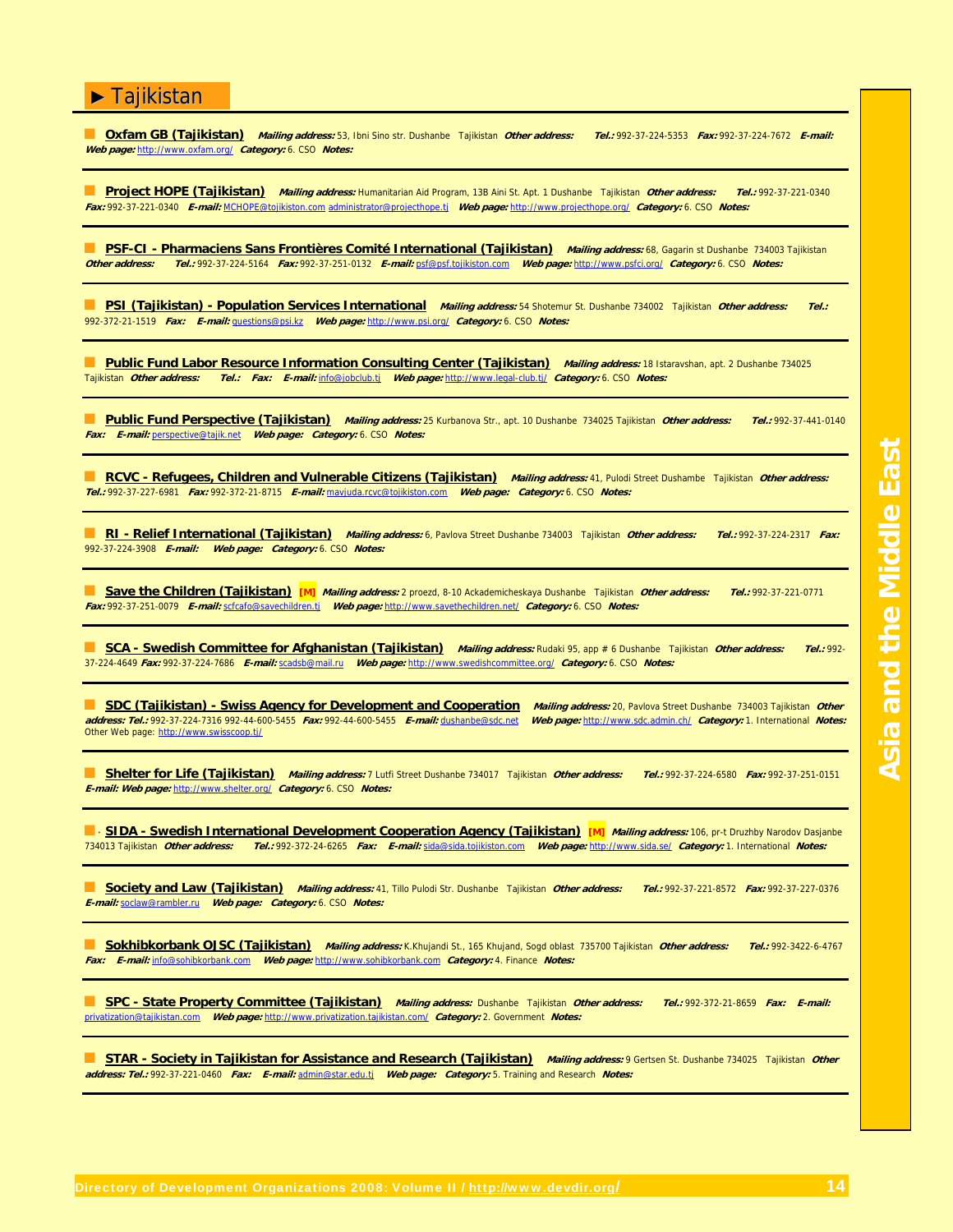## ► Tajikistan

**Oxfam GB (Tajikistan)** ***Mailing address:*** 53, Ibni Sino str. Dushanbe Tajikistan ***Other address:*** ***Tel.:*** 992-37-224-5353 ***Fax:*** 992-37-224-7672 ***E-mail:*** ***Web page:*** http://www.oxfam.org/ ***Category:*** 6. CSO ***Notes:***

---

**Project HOPE (Tajikistan)** ***Mailing address:*** Humanitarian Aid Program, 13B Aini St. Apt. 1 Dushanbe Tajikistan ***Other address:*** ***Tel.:*** 992-37-221-0340 ***Fax:*** 992-37-221-0340 ***E-mail:*** MCHOPE@tojikiston.com administrator@projecthope.tj ***Web page:*** http://www.projecthope.org/ ***Category:*** 6. CSO ***Notes:***

---

**PSF-CI - Pharmaciens Sans Frontières Comité International (Tajikistan)** ***Mailing address:*** 68, Gagarin st Dushanbe 734003 Tajikistan ***Other address:*** ***Tel.:*** 992-37-224-5164 ***Fax:*** 992-37-251-0132 ***E-mail:*** psf@psf.tojikiston.com ***Web page:*** http://www.psfci.org/ ***Category:*** 6. CSO ***Notes:***

---

**PSI (Tajikistan) - Population Services International** ***Mailing address:*** 54 Shotemur St. Dushanbe 734002 Tajikistan ***Other address:*** ***Tel.:*** 992-372-21-1519 ***Fax:*** ***E-mail:*** questions@psi.kz ***Web page:*** http://www.psi.org/ ***Category:*** 6. CSO ***Notes:***

---

**Public Fund Labor Resource Information Consulting Center (Tajikistan)** ***Mailing address:*** 18 Istaravshan, apt. 2 Dushanbe 734025 Tajikistan ***Other address:*** ***Tel.:*** ***Fax:*** ***E-mail:*** info@jobclub.tj ***Web page:*** http://www.legal-club.tj/ ***Category:*** 6. CSO ***Notes:***

---

**Public Fund Perspective (Tajikistan)** ***Mailing address:*** 25 Kurbanova Str., apt. 10 Dushanbe 734025 Tajikistan ***Other address:*** ***Tel.:*** 992-37-441-0140 ***Fax:*** ***E-mail:*** perspective@tajik.net ***Web page:*** ***Category:*** 6. CSO ***Notes:***

---

**RCVC - Refugees, Children and Vulnerable Citizens (Tajikistan)** ***Mailing address:*** 41, Pulodi Street Dushambe Tajikistan ***Other address:*** ***Tel.:*** 992-37-227-6981 ***Fax:*** 992-372-21-8715 ***E-mail:*** mavjuda.rcvc@tojikiston.com ***Web page:*** ***Category:*** 6. CSO ***Notes:***

---

**RI - Relief International (Tajikistan)** ***Mailing address:*** 6, Pavlova Street Dushanbe 734003 Tajikistan ***Other address:*** ***Tel.:*** 992-37-224-2317 ***Fax:*** 992-37-224-3908 ***E-mail:*** ***Web page:*** ***Category:*** 6. CSO ***Notes:***

---

**Save the Children (Tajikistan)** **[M]** ***Mailing address:*** 2 proezd, 8-10 Ackademicheskaya Dushanbe Tajikistan ***Other address:*** ***Tel.:*** 992-37-221-0771 ***Fax:*** 992-37-251-0079 ***E-mail:*** scfcafo@savechildren.tj ***Web page:*** http://www.savethechildren.net/ ***Category:*** 6. CSO ***Notes:***

---

**SCA - Swedish Committee for Afghanistan (Tajikistan)** ***Mailing address:*** Rudaki 95, app # 6 Dushanbe Tajikistan ***Other address:*** ***Tel.:*** 992-37-224-4649 ***Fax:*** 992-37-224-7686 ***E-mail:*** scadsb@mail.ru ***Web page:*** http://www.swedishcommittee.org/ ***Category:*** 6. CSO ***Notes:***

---

**SDC (Tajikistan) - Swiss Agency for Development and Cooperation** ***Mailing address:*** 20, Pavlova Street Dushanbe 734003 Tajikistan ***Other address:*** ***Tel.:*** 992-37-224-7316 992-44-600-5455 ***Fax:*** 992-44-600-5455 ***E-mail:*** dushanbe@sdc.net ***Web page:*** http://www.sdc.admin.ch/ ***Category:*** 1. International ***Notes:*** Other Web page: http://www.swisscoop.tj/

---

**Shelter for Life (Tajikistan)** ***Mailing address:*** 7 Lutfi Street Dushanbe 734017 Tajikistan ***Other address:*** ***Tel.:*** 992-37-224-6580 ***Fax:*** 992-37-251-0151 ***E-mail:*** ***Web page:*** http://www.shelter.org/ ***Category:*** 6. CSO ***Notes:***

---

**SIDA - Swedish International Development Cooperation Agency (Tajikistan)** **[M]** ***Mailing address:*** 106, pr-t Druzhby Narodov Dasjanbe 734013 Tajikistan ***Other address:*** ***Tel.:*** 992-372-24-6265 ***Fax:*** ***E-mail:*** sida@sida.tojikiston.com ***Web page:*** http://www.sida.se/ ***Category:*** 1. International ***Notes:***

---

**Society and Law (Tajikistan)** ***Mailing address:*** 41, Tillo Pulodi Str. Dushanbe Tajikistan ***Other address:*** ***Tel.:*** 992-37-221-8572 ***Fax:*** 992-37-227-0376 ***E-mail:*** soclaw@rambler.ru ***Web page:*** ***Category:*** 6. CSO ***Notes:***

---

**Sokhibkorbank OJSC (Tajikistan)** ***Mailing address:*** K.Khujandi St., 165 Khujand, Sogd oblast 735700 Tajikistan ***Other address:*** ***Tel.:*** 992-3422-6-4767 ***Fax:*** ***E-mail:*** info@sohibkorbank.com ***Web page:*** http://www.sohibkorbank.com ***Category:*** 4. Finance ***Notes:***

---

**SPC - State Property Committee (Tajikistan)** ***Mailing address:*** Dushanbe Tajikistan ***Other address:*** ***Tel.:*** 992-372-21-8659 ***Fax:*** ***E-mail:*** privatization@tajikistan.com ***Web page:*** http://www.privatization.tajikistan.com/ ***Category:*** 2. Government ***Notes:***

---

**STAR - Society in Tajikistan for Assistance and Research (Tajikistan)** ***Mailing address:*** 9 Gertsen St. Dushanbe 734025 Tajikistan ***Other address:*** ***Tel.:*** 992-37-221-0460 ***Fax:*** ***E-mail:*** admin@star.edu.tj ***Web page:*** ***Category:*** 5. Training and Research ***Notes:***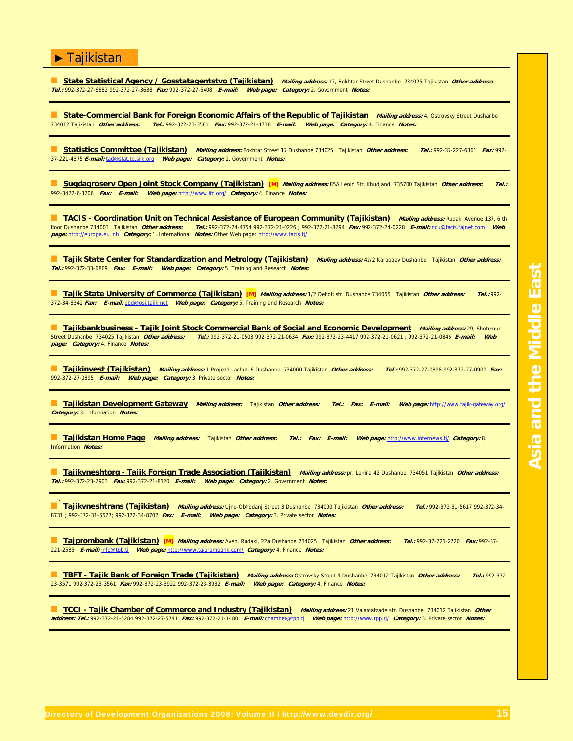## ► Tajikistan

**State Statistical Agency / Gosstatagentstvo (Tajikistan)** ***Mailing address:*** 17, Bokhtar Street Dushanbe 734025 Tajikistan ***Other address:*** ***Tel.:*** 992-372-27-6882 992-372-27-3638 ***Fax:*** 992-372-27-5408 ***E-mail:*** ***Web page:*** ***Category:*** 2. Government ***Notes:***

---

**State-Commercial Bank for Foreign Economic Affairs of the Republic of Tajikistan** ***Mailing address:*** 4, Ostrovsky Street Dushanbe 734012 Tajikistan ***Other address:*** ***Tel.:*** 992-372-23-3561 ***Fax:*** 992-372-21-4738 ***E-mail:*** ***Web page:*** ***Category:*** 4. Finance ***Notes:***

---

**Statistics Committee (Tajikistan)** ***Mailing address:*** Bokhtar Street 17 Dushanbe 734025 Tajikistan ***Other address:*** ***Tel.:*** 992-37-227-6361 ***Fax:*** 992-37-221-4375 ***E-mail:*** tad@stat.td.silk.org ***Web page:*** ***Category:*** 2. Government ***Notes:***

---

**Sugdagroserv Open Joint Stock Company (Tajikistan)** [M] ***Mailing address:*** 85A Lenin Str. Khudjand 735700 Tajikistan ***Other address:*** ***Tel.:*** 992-3422-6-3206 ***Fax:*** ***E-mail:*** ***Web page:*** http://www.ifc.org/ ***Category:*** 4. Finance ***Notes:***

---

**TACIS - Coordination Unit on Technical Assistance of European Community (Tajikistan)** ***Mailing address:*** Rudaki Avenue 137, 6 th floor Dushanbe 734003 Tajikistan ***Other address:*** ***Tel.:*** 992-372-24-4754 992-372-21-0226 ; 992-372-21-8294 ***Fax:*** 992-372-24-0228 ***E-mail:*** ncu@tacis.tajnet.com ***Web page:*** http://europa.eu.int/ ***Category:*** 1. International ***Notes:*** Other Web page: http://www.tacis.tj/

---

**Tajik State Center for Standardization and Metrology (Tajikistan)** ***Mailing address:*** 42/2 Karabaev Dushanbe Tajikistan ***Other address:*** ***Tel.:*** 992-372-33-6869 ***Fax:*** ***E-mail:*** ***Web page:*** ***Category:*** 5. Training and Research ***Notes:***

---

**Tajik State University of Commerce (Tajikistan)** [M] ***Mailing address:*** 1/2 Dehoti str. Dushanbe 734055 Tajikistan ***Other address:*** ***Tel.:*** 992-372-34-8342 ***Fax:*** ***E-mail:*** ebd@osi.tajik.net ***Web page:*** ***Category:*** 5. Training and Research ***Notes:***

---

**Tajikbankbusiness - Tajik Joint Stock Commercial Bank of Social and Economic Development** ***Mailing address:*** 29, Shotemur Street Dushanbe 734025 Tajikistan ***Other address:*** ***Tel.:*** 992-372-21-0503 992-372-21-0634 ***Fax:*** 992-372-23-4417 992-372-21-0621 ; 992-372-21-0846 ***E-mail:*** ***Web page:*** ***Category:*** 4. Finance ***Notes:***

---

**Tajikinvest (Tajikistan)** ***Mailing address:*** 1 Projezd Lachuti 6 Dushanbe 734000 Tajikistan ***Other address:*** ***Tel.:*** 992-372-27-0898 992-372-27-0900 ***Fax:*** 992-372-27-0895 ***E-mail:*** ***Web page:*** ***Category:*** 3. Private sector ***Notes:***

---

**Tajikistan Development Gateway** ***Mailing address:*** Tajikistan ***Other address:*** ***Tel.:*** ***Fax:*** ***E-mail:*** ***Web page:*** http://www.tajik-gateway.org/ ***Category:*** 8. Information ***Notes:***

---

**Tajikistan Home Page** ***Mailing address:*** Tajikistan ***Other address:*** ***Tel.:*** ***Fax:*** ***E-mail:*** ***Web page:*** http://www.internews.tj/ ***Category:*** 8. Information ***Notes:***

---

**Tajikvneshtorg - Tajik Foreign Trade Association (Tajikistan)** ***Mailing address:*** pr. Lenina 42 Dushanbe 734051 Tajikistan ***Other address:*** ***Tel.:*** 992-372-23-2903 ***Fax:*** 992-372-21-8120 ***E-mail:*** ***Web page:*** ***Category:*** 2. Government ***Notes:***

---

**Tajikvneshtrans (Tajikistan)** ***Mailing address:*** Ujno-Obhodanj Street 3 Dushanbe 734000 Tajikistan ***Other address:*** ***Tel.:*** 992-372-31-5617 992-372-34-8731 ; 992-372-31-5527; 992-372-34-8702 ***Fax:*** ***E-mail:*** ***Web page:*** ***Category:*** 3. Private sector ***Notes:***

---

**Tajprombank (Tajikistan)** [M] ***Mailing address:*** Aven. Rudaki, 22a Dushanbe 734025 Tajikistan ***Other address:*** ***Tel.:*** 992-37-221-2720 ***Fax:*** 992-37-221-2585 ***E-mail:*** info@tpb.tj ***Web page:*** http://www.tajprombank.com/ ***Category:*** 4. Finance ***Notes:***

---

**TBFT - Tajik Bank of Foreign Trade (Tajikistan)** ***Mailing address:*** Ostrovsky Street 4 Dushanbe 734012 Tajikistan ***Other address:*** ***Tel.:*** 992-372-23-3571 992-372-23-3561 ***Fax:*** 992-372-23-3922 992-372-23-3932 ***E-mail:*** ***Web page:*** ***Category:*** 4. Finance ***Notes:***

---

**TCCI - Tajik Chamber of Commerce and Industry (Tajikistan)** ***Mailing address:*** 21 Valamatzade str. Dushanbe 734012 Tajikistan ***Other address:*** ***Tel.:*** 992-372-21-5284 992-372-27-5741 ***Fax:*** 992-372-21-1480 ***E-mail:*** chamber@tpp.tj ***Web page:*** http://www.tpp.tj/ ***Category:*** 3. Private sector ***Notes:***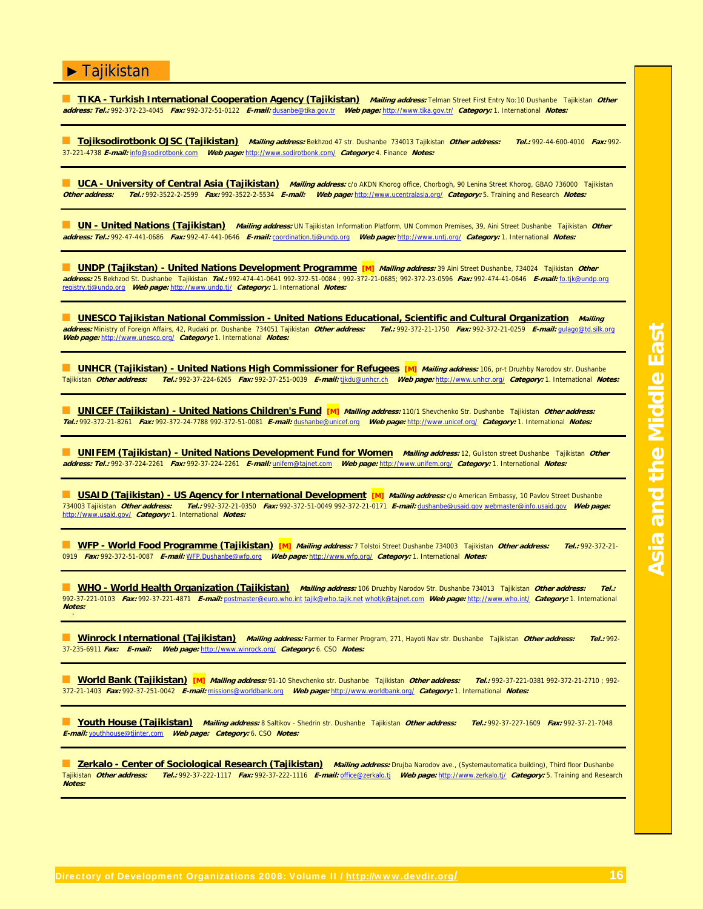# ► Tajikistan

**TIKA - Turkish International Cooperation Agency (Tajikistan)** ***Mailing address:*** Telman Street First Entry No:10 Dushanbe Tajikistan ***Other address:*** ***Tel.:*** 992-372-23-4045 ***Fax:*** 992-372-51-0122 ***E-mail:*** dusanbe@tika.gov.tr ***Web page:*** http://www.tika.gov.tr/ ***Category:*** 1. International ***Notes:***

---

**Tojiksodirotbonk OJSC (Tajikistan)** ***Mailing address:*** Bekhzod 47 str. Dushanbe 734013 Tajikistan ***Other address:*** ***Tel.:*** 992-44-600-4010 ***Fax:*** 992-37-221-4738 ***E-mail:*** info@sodirotbonk.com ***Web page:*** http://www.sodirotbonk.com/ ***Category:*** 4. Finance ***Notes:***

---

**UCA - University of Central Asia (Tajikistan)** ***Mailing address:*** c/o AKDN Khorog office, Chorbogh, 90 Lenina Street Khorog, GBAO 736000 Tajikistan ***Other address:*** ***Tel.:*** 992-3522-2-2599 ***Fax:*** 992-3522-2-5534 ***E-mail:*** ***Web page:*** http://www.ucentralasia.org/ ***Category:*** 5. Training and Research ***Notes:***

---

**UN - United Nations (Tajikistan)** ***Mailing address:*** UN Tajikistan Information Platform, UN Common Premises, 39, Aini Street Dushanbe Tajikistan ***Other address:*** ***Tel.:*** 992-47-441-0686 ***Fax:*** 992-47-441-0646 ***E-mail:*** coordination.tj@undp.org ***Web page:*** http://www.untj.org/ ***Category:*** 1. International ***Notes:***

---

**UNDP (Tajikstan) - United Nations Development Programme** **[M]** ***Mailing address:*** 39 Aini Street Dushanbe, 734024 Tajikistan ***Other address:*** 25 Bekhzod St. Dushanbe Tajikistan ***Tel.:*** 992-474-41-0641 992-372-51-0084 ; 992-372-21-0685; 992-372-23-0596 ***Fax:*** 992-474-41-0646 ***E-mail:*** fo.tjk@undp.org registry.tj@undp.org ***Web page:*** http://www.undp.tj/ ***Category:*** 1. International ***Notes:***

---

**UNESCO Tajikistan National Commission - United Nations Educational, Scientific and Cultural Organization** ***Mailing address:*** Ministry of Foreign Affairs, 42, Rudaki pr. Dushanbe 734051 Tajikistan ***Other address:*** ***Tel.:*** 992-372-21-1750 ***Fax:*** 992-372-21-0259 ***E-mail:*** gulago@td.silk.org ***Web page:*** http://www.unesco.org/ ***Category:*** 1. International ***Notes:***

---

**UNHCR (Tajikistan) - United Nations High Commissioner for Refugees** **[M]** ***Mailing address:*** 106, pr-t Druzhby Narodov str. Dushanbe Tajikistan ***Other address:*** ***Tel.:*** 992-37-224-6265 ***Fax:*** 992-37-251-0039 ***E-mail:*** tjkdu@unhcr.ch ***Web page:*** http://www.unhcr.org/ ***Category:*** 1. International ***Notes:***

---

**UNICEF (Tajikistan) - United Nations Children's Fund** **[M]** ***Mailing address:*** 110/1 Shevchenko Str. Dushanbe Tajikistan ***Other address:*** ***Tel.:*** 992-372-21-8261 ***Fax:*** 992-372-24-7788 992-372-51-0081 ***E-mail:*** dushanbe@unicef.org ***Web page:*** http://www.unicef.org/ ***Category:*** 1. International ***Notes:***

---

**UNIFEM (Tajikistan) - United Nations Development Fund for Women** ***Mailing address:*** 12, Guliston street Dushanbe Tajikistan ***Other address:*** ***Tel.:*** 992-37-224-2261 ***Fax:*** 992-37-224-2261 ***E-mail:*** unifem@tajnet.com ***Web page:*** http://www.unifem.org/ ***Category:*** 1. International ***Notes:***

---

**USAID (Tajikistan) - US Agency for International Development** **[M]** ***Mailing address:*** c/o American Embassy, 10 Pavlov Street Dushanbe 734003 Tajikistan ***Other address:*** ***Tel.:*** 992-372-21-0350 ***Fax:*** 992-372-51-0049 992-372-21-0171 ***E-mail:*** dushanbe@usaid.gov webmaster@info.usaid.gov ***Web page:*** http://www.usaid.gov/ ***Category:*** 1. International ***Notes:***

---

**WFP - World Food Programme (Tajikistan)** **[M]** ***Mailing address:*** 7 Tolstoi Street Dushanbe 734003 Tajikistan ***Other address:*** ***Tel.:*** 992-372-21-0919 ***Fax:*** 992-372-51-0087 ***E-mail:*** WFP.Dushanbe@wfp.org ***Web page:*** http://www.wfp.org/ ***Category:*** 1. International ***Notes:***

---

**WHO - World Health Organization (Tajikistan)** ***Mailing address:*** 106 Druzhby Narodov Str. Dushanbe 734013 Tajikistan ***Other address:*** ***Tel.:*** 992-37-221-0103 ***Fax:*** 992-37-221-4871 ***E-mail:*** postmaster@euro.who.int tajik@who.tajik.net whotjk@tajnet.com ***Web page:*** http://www.who.int/ ***Category:*** 1. International ***Notes:***

---

**Winrock International (Tajikistan)** ***Mailing address:*** Farmer to Farmer Program, 271, Hayoti Nav str. Dushanbe Tajikistan ***Other address:*** ***Tel.:*** 992-37-235-6911 ***Fax:*** ***E-mail:*** ***Web page:*** http://www.winrock.org/ ***Category:*** 6. CSO ***Notes:***

---

**World Bank (Tajikistan)** **[M]** ***Mailing address:*** 91-10 Shevchenko str. Dushanbe Tajikistan ***Other address:*** ***Tel.:*** 992-37-221-0381 992-372-21-2710 ; 992-372-21-1403 ***Fax:*** 992-37-251-0042 ***E-mail:*** missions@worldbank.org ***Web page:*** http://www.worldbank.org/ ***Category:*** 1. International ***Notes:***

---

**Youth House (Tajikistan)** ***Mailing address:*** 8 Saltikov - Shedrin str. Dushanbe Tajikistan ***Other address:*** ***Tel.:*** 992-37-227-1609 ***Fax:*** 992-37-21-7048 ***E-mail:*** youthhouse@tjinter.com ***Web page:*** ***Category:*** 6. CSO ***Notes:***

---

**Zerkalo - Center of Sociological Research (Tajikistan)** ***Mailing address:*** Drujba Narodov ave., (Systemautomatica building), Third floor Dushanbe Tajikistan ***Other address:*** ***Tel.:*** 992-37-222-1117 ***Fax:*** 992-37-222-1116 ***E-mail:*** office@zerkalo.tj ***Web page:*** http://www.zerkalo.tj/ ***Category:*** 5. Training and Research ***Notes:***

---